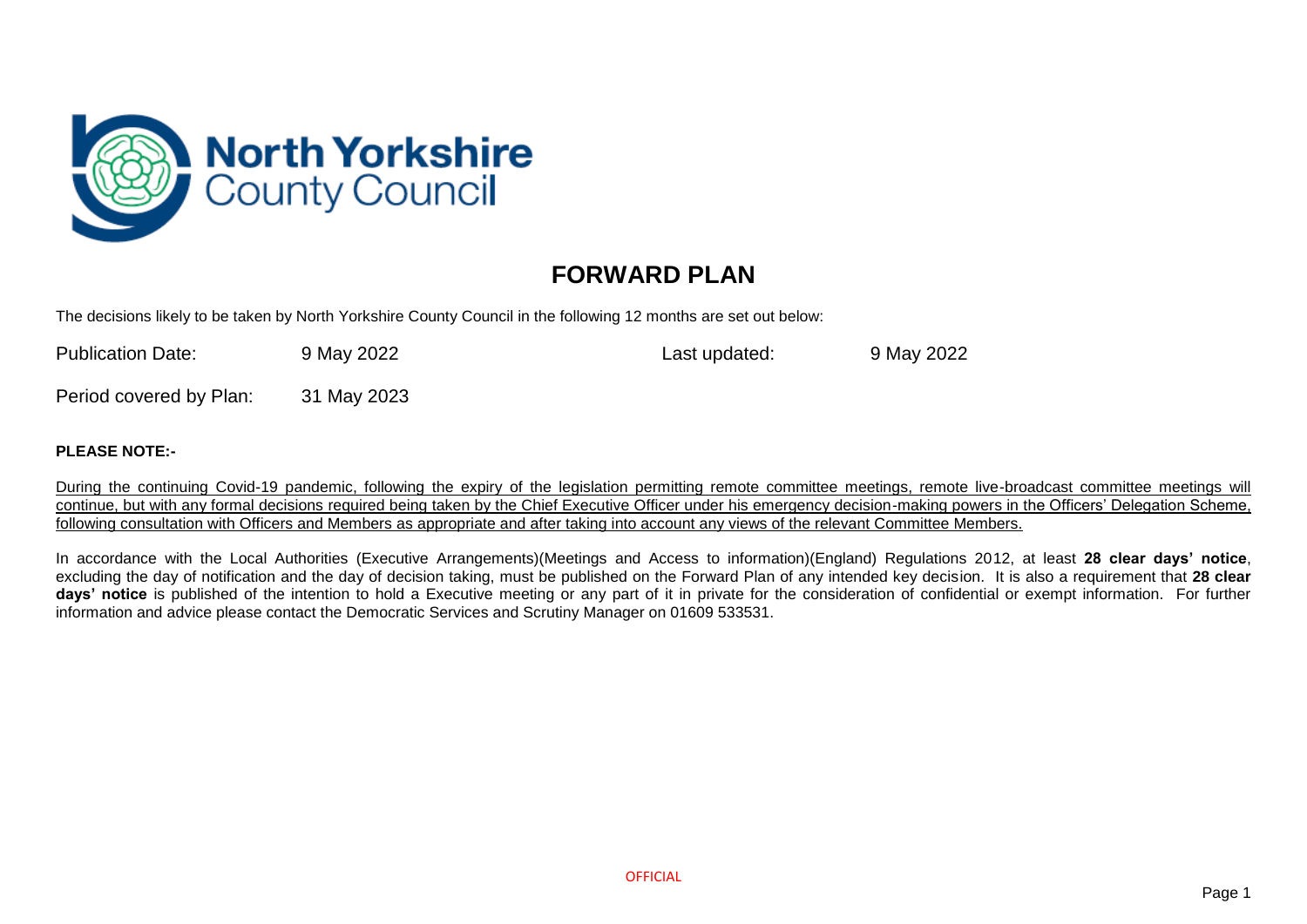North Yorkshire County Council

# FORWARD PLAN

The decisions likely to be taken by North Yorkshire County Council in the following 12 months are set out below:

| | | | |
|---|---|---|---|
| Publication Date: | 9 May 2022 | Last updated: | 9 May 2022 |
| Period covered by Plan: | 31 May 2023 | | |

**PLEASE NOTE:-**

During the continuing Covid-19 pandemic, following the expiry of the legislation permitting remote committee meetings, remote live-broadcast committee meetings will continue, but with any formal decisions required being taken by the Chief Executive Officer under his emergency decision-making powers in the Officers' Delegation Scheme, following consultation with Officers and Members as appropriate and after taking into account any views of the relevant Committee Members.

In accordance with the Local Authorities (Executive Arrangements)(Meetings and Access to information)(England) Regulations 2012, at least **28 clear days' notice**, excluding the day of notification and the day of decision taking, must be published on the Forward Plan of any intended key decision. It is also a requirement that **28 clear days' notice** is published of the intention to hold a Executive meeting or any part of it in private for the consideration of confidential or exempt information. For further information and advice please contact the Democratic Services and Scrutiny Manager on 01609 533531.

OFFICIAL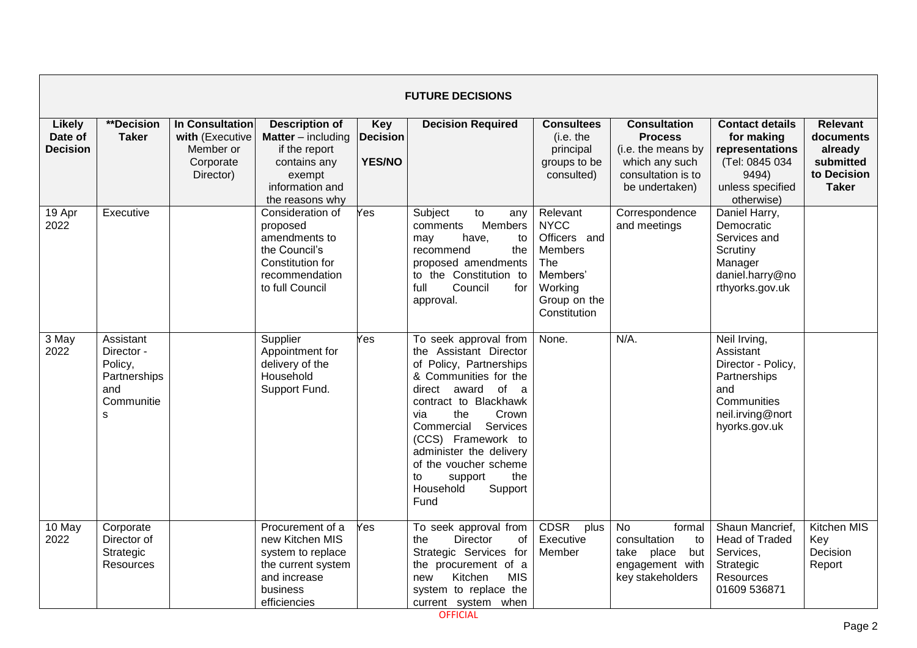| FUTURE DECISIONS | | | | | | | | | |
|---|---|---|---|---|---|---|---|---|---|
| **Likely Date of Decision** | **\*\*Decision Taker** | **In Consultation with** (Executive Member or Corporate Director) | **Description of Matter** – including if the report contains any exempt information and the reasons why | **Key Decision YES/NO** | **Decision Required** | **Consultees** (i.e. the principal groups to be consulted) | **Consultation Process** (i.e. the means by which any such consultation is to be undertaken) | **Contact details for making representations** (Tel: 0845 034 9494) unless specified otherwise) | **Relevant documents already submitted to Decision Taker** |
| 19 Apr 2022 | Executive | | Consideration of proposed amendments to the Council's Constitution for recommendation to full Council | Yes | Subject to any comments Members may have, to recommend the proposed amendments to the Constitution to full Council for approval. | Relevant NYCC Officers and Members The Members' Working Group on the Constitution | Correspondence and meetings | Daniel Harry, Democratic Services and Scrutiny Manager daniel.harry@northyorks.gov.uk | |
| 3 May 2022 | Assistant Director - Policy, Partnerships and Communities | | Supplier Appointment for delivery of the Household Support Fund. | Yes | To seek approval from the Assistant Director of Policy, Partnerships & Communities for the direct award of a contract to Blackhawk via the Crown Commercial Services (CCS) Framework to administer the delivery of the voucher scheme to support the Household Support Fund | None. | N/A. | Neil Irving, Assistant Director - Policy, Partnerships and Communities neil.irving@northyorks.gov.uk | |
| 10 May 2022 | Corporate Director of Strategic Resources | | Procurement of a new Kitchen MIS system to replace the current system and increase business efficiencies | Yes | To seek approval from the Director of Strategic Services for the procurement of a new Kitchen MIS system to replace the current system when | CDSR plus Executive Member | No formal consultation to take place but engagement with key stakeholders | Shaun Mancrief, Head of Traded Services, Strategic Resources 01609 536871 | Kitchen MIS Key Decision Report |

OFFICIAL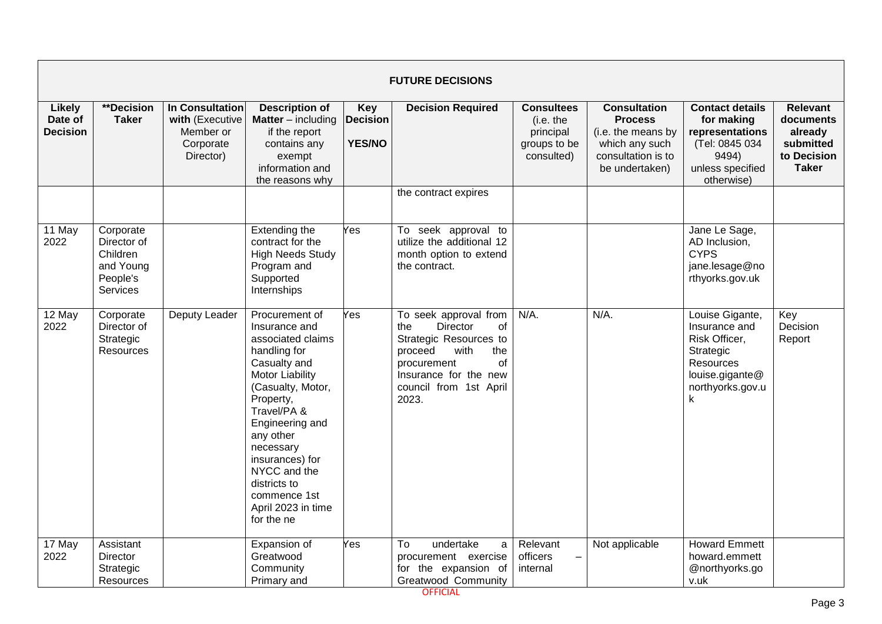| FUTURE DECISIONS | | | | | | | | | |
|---|---|---|---|---|---|---|---|---|---|
| **Likely Date of Decision** | **\*\*Decision Taker** | **In Consultation with** (Executive Member or Corporate Director) | **Description of Matter** – including if the report contains any exempt information and the reasons why | **Key Decision YES/NO** | **Decision Required** | **Consultees** (i.e. the principal groups to be consulted) | **Consultation Process** (i.e. the means by which any such consultation is to be undertaken) | **Contact details for making representations** (Tel: 0845 034 9494) unless specified otherwise) | **Relevant documents already submitted to Decision Taker** |
| | | | | | the contract expires | | | | |
| 11 May 2022 | Corporate Director of Children and Young People's Services | | Extending the contract for the High Needs Study Program and Supported Internships | Yes | To seek approval to utilize the additional 12 month option to extend the contract. | | | Jane Le Sage, AD Inclusion, CYPS jane.lesage@northyorks.gov.uk | |
| 12 May 2022 | Corporate Director of Strategic Resources | Deputy Leader | Procurement of Insurance and associated claims handling for Casualty and Motor Liability (Casualty, Motor, Property, Travel/PA & Engineering and any other necessary insurances) for NYCC and the districts to commence 1st April 2023 in time for the ne | Yes | To seek approval from the Director of Strategic Resources to proceed with the procurement of Insurance for the new council from 1st April 2023. | N/A. | N/A. | Louise Gigante, Insurance and Risk Officer, Strategic Resources louise.gigante@northyorks.gov.uk | Key Decision Report |
| 17 May 2022 | Assistant Director Strategic Resources | | Expansion of Greatwood Community Primary and | Yes | To undertake a procurement exercise for the expansion of Greatwood Community | Relevant officers – internal | Not applicable | Howard Emmett howard.emmett@northyorks.gov.uk | |

OFFICIAL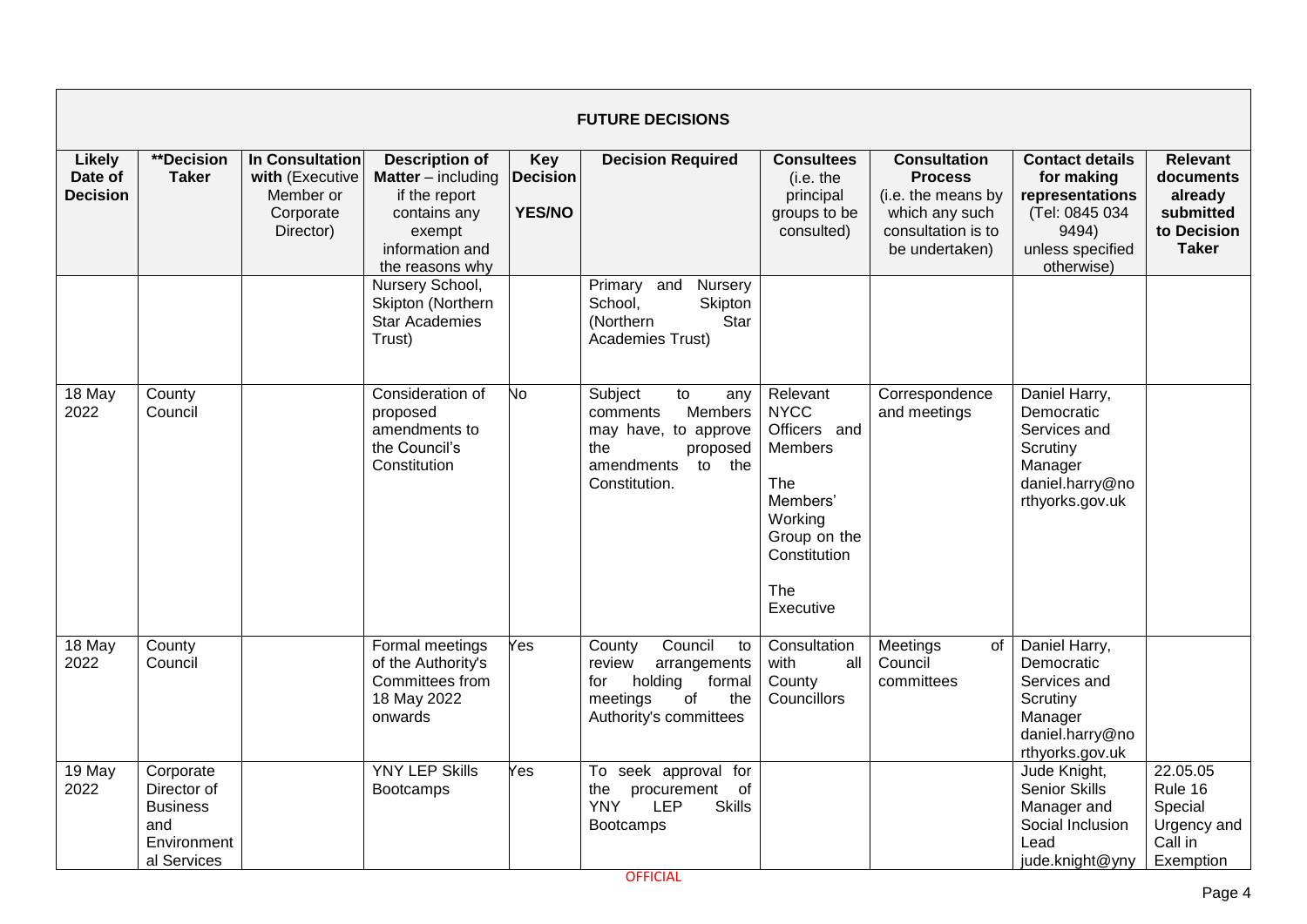| FUTURE DECISIONS | | | | | | | | | |
|---|---|---|---|---|---|---|---|---|---|
| **Likely Date of Decision** | **\*\*Decision Taker** | **In Consultation with** (Executive Member or Corporate Director) | **Description of Matter** – including if the report contains any exempt information and the reasons why | **Key Decision YES/NO** | **Decision Required** | **Consultees** (i.e. the principal groups to be consulted) | **Consultation Process** (i.e. the means by which any such consultation is to be undertaken) | **Contact details for making representations** (Tel: 0845 034 9494) unless specified otherwise) | **Relevant documents already submitted to Decision Taker** |
| | | | Nursery School, Skipton (Northern Star Academies Trust) | | Primary and Nursery School, Skipton (Northern Star Academies Trust) | | | | |
| 18 May 2022 | County Council | | Consideration of proposed amendments to the Council's Constitution | No | Subject to any comments Members may have, to approve the proposed amendments to the Constitution. | Relevant NYCC Officers and Members<br><br>The Members' Working Group on the Constitution<br><br>The Executive | Correspondence and meetings | Daniel Harry, Democratic Services and Scrutiny Manager daniel.harry@northyorks.gov.uk | |
| 18 May 2022 | County Council | | Formal meetings of the Authority's Committees from 18 May 2022 onwards | Yes | County Council to review arrangements for holding formal meetings of the Authority's committees | Consultation with all County Councillors | Meetings of Council committees | Daniel Harry, Democratic Services and Scrutiny Manager daniel.harry@northyorks.gov.uk | |
| 19 May 2022 | Corporate Director of Business and Environmental Services | | YNY LEP Skills Bootcamps | Yes | To seek approval for the procurement of YNY LEP Skills Bootcamps | | | Jude Knight, Senior Skills Manager and Social Inclusion Lead jude.knight@yny | 22.05.05 Rule 16 Special Urgency and Call in Exemption |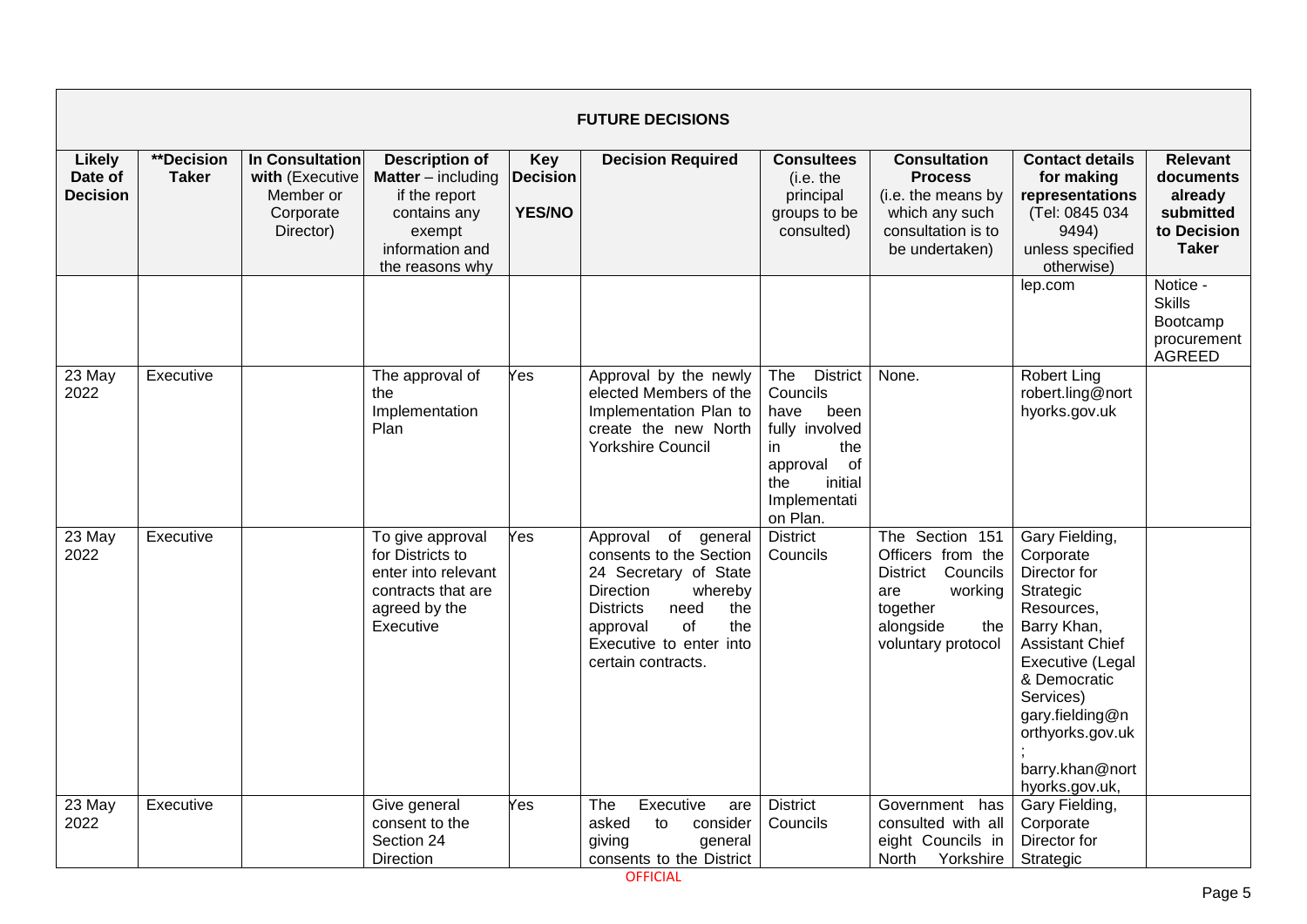| **FUTURE DECISIONS** | | | | | | | | | |
|---|---|---|---|---|---|---|---|---|---|
| **Likely Date of Decision** | **\*\*Decision Taker** | **In Consultation with** (Executive Member or Corporate Director) | **Description of Matter** – including if the report contains any exempt information and the reasons why | **Key Decision YES/NO** | **Decision Required** | **Consultees** (i.e. the principal groups to be consulted) | **Consultation Process** (i.e. the means by which any such consultation is to be undertaken) | **Contact details for making representations** (Tel: 0845 034 9494) unless specified otherwise) | **Relevant documents already submitted to Decision Taker** |
| | | | | | | | | lep.com | Notice - Skills Bootcamp procurement AGREED |
| 23 May 2022 | Executive | | The approval of the Implementation Plan | Yes | Approval by the newly elected Members of the Implementation Plan to create the new North Yorkshire Council | The District Councils have been fully involved in the approval of the initial Implementation Plan. | None. | Robert Ling robert.ling@northyorks.gov.uk | |
| 23 May 2022 | Executive | | To give approval for Districts to enter into relevant contracts that are agreed by the Executive | Yes | Approval of general consents to the Section 24 Secretary of State Direction whereby Districts need the approval of the Executive to enter into certain contracts. | District Councils | The Section 151 Officers from the District Councils are working together alongside the voluntary protocol | Gary Fielding, Corporate Director for Strategic Resources, Barry Khan, Assistant Chief Executive (Legal & Democratic Services) gary.fielding@northyorks.gov.uk ; barry.khan@northyorks.gov.uk, | |
| 23 May 2022 | Executive | | Give general consent to the Section 24 Direction | Yes | The Executive are asked to consider giving general consents to the District | District Councils | Government has consulted with all eight Councils in North Yorkshire | Gary Fielding, Corporate Director for Strategic | |

OFFICIAL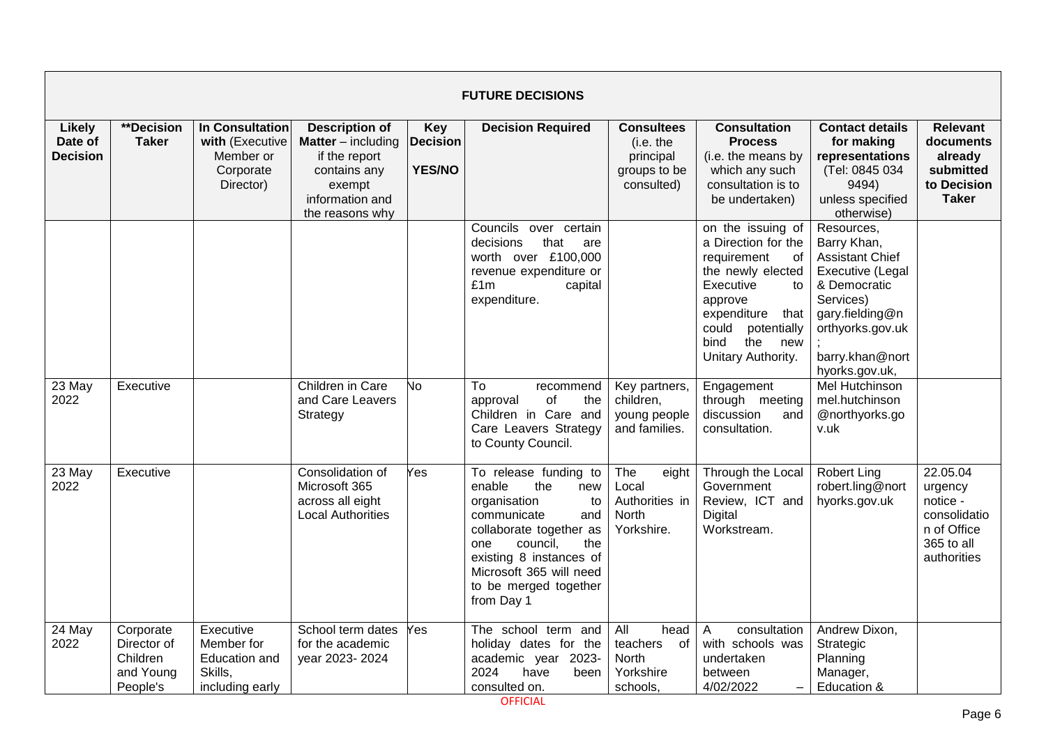| FUTURE DECISIONS | | | | | | | | | |
|---|---|---|---|---|---|---|---|---|---|
| **Likely Date of Decision** | **\*\*Decision Taker** | **In Consultation with** (Executive Member or Corporate Director) | **Description of Matter** – including if the report contains any exempt information and the reasons why | **Key Decision YES/NO** | **Decision Required** | **Consultees** (i.e. the principal groups to be consulted) | **Consultation Process** (i.e. the means by which any such consultation is to be undertaken) | **Contact details for making representations** (Tel: 0845 034 9494) unless specified otherwise) | **Relevant documents already submitted to Decision Taker** |
| | | | | | Councils over certain decisions that are worth over £100,000 revenue expenditure or £1m capital expenditure. | | on the issuing of a Direction for the requirement of the newly elected Executive to approve expenditure that could potentially bind the new Unitary Authority. | Resources, Barry Khan, Assistant Chief Executive (Legal & Democratic Services) gary.fielding@northyorks.gov.uk ; barry.khan@northyorks.gov.uk, | |
| 23 May 2022 | Executive | | Children in Care and Care Leavers Strategy | No | To recommend approval of the Children in Care and Care Leavers Strategy to County Council. | Key partners, children, young people and families. | Engagement through meeting discussion and consultation. | Mel Hutchinson mel.hutchinson@northyorks.gov.uk | |
| 23 May 2022 | Executive | | Consolidation of Microsoft 365 across all eight Local Authorities | Yes | To release funding to enable the new organisation to communicate and collaborate together as one council, the existing 8 instances of Microsoft 365 will need to be merged together from Day 1 | The eight Local Authorities in North Yorkshire. | Through the Local Government Review, ICT and Digital Workstream. | Robert Ling robert.ling@northyorks.gov.uk | 22.05.04 urgency notice - consolidation of Office 365 to all authorities |
| 24 May 2022 | Corporate Director of Children and Young People's | Executive Member for Education and Skills, including early | School term dates for the academic year 2023- 2024 | Yes | The school term and holiday dates for the academic year 2023-2024 have been consulted on. | All head teachers of North Yorkshire schools, | A consultation with schools was undertaken between 4/02/2022 – | Andrew Dixon, Strategic Planning Manager, Education & | |

OFFICIAL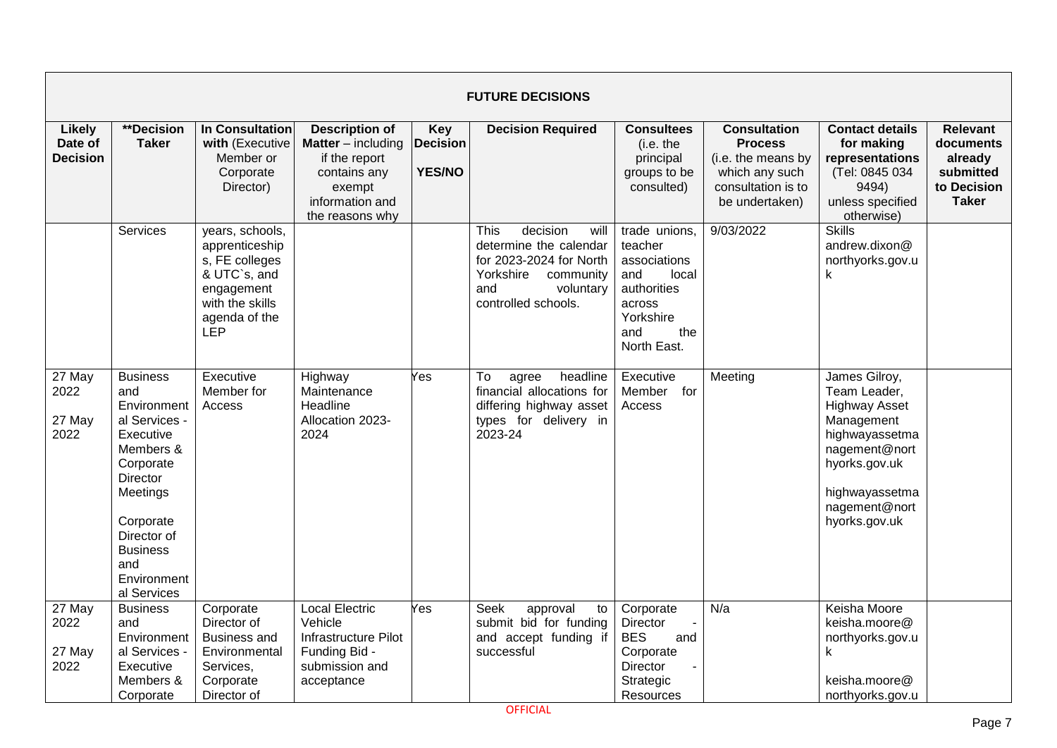| FUTURE DECISIONS | | | | | | | | | |
|---|---|---|---|---|---|---|---|---|---|
| **Likely Date of Decision** | **\*\*Decision Taker** | **In Consultation with** (Executive Member or Corporate Director) | **Description of Matter** – including if the report contains any exempt information and the reasons why | **Key Decision YES/NO** | **Decision Required** | **Consultees** (i.e. the principal groups to be consulted) | **Consultation Process** (i.e. the means by which any such consultation is to be undertaken) | **Contact details for making representations** (Tel: 0845 034 9494) unless specified otherwise) | **Relevant documents already submitted to Decision Taker** |
| | Services | years, schools, apprenticeships, FE colleges & UTC`s, and engagement with the skills agenda of the LEP | | | This decision will determine the calendar for 2023-2024 for North Yorkshire community and voluntary controlled schools. | trade unions, teacher associations and local authorities across Yorkshire and the North East. | 9/03/2022 | Skills andrew.dixon@northyorks.gov.uk | |
| 27 May 2022<br><br>27 May 2022 | Business and Environmental Services - Executive Members & Corporate Director Meetings<br><br>Corporate Director of Business and Environmental Services | Executive Member for Access | Highway Maintenance Headline Allocation 2023-2024 | Yes | To agree headline financial allocations for differing highway asset types for delivery in 2023-24 | Executive Member for Access | Meeting | James Gilroy, Team Leader, Highway Asset Management highwayassetmanagement@northyorks.gov.uk<br><br>highwayassetmanagement@northyorks.gov.uk | |
| 27 May 2022<br><br>27 May 2022 | Business and Environmental Services - Executive Members & Corporate | Corporate Director of Business and Environmental Services, Corporate Director of | Local Electric Vehicle Infrastructure Pilot Funding Bid - submission and acceptance | Yes | Seek approval to submit bid for funding and accept funding if successful | Corporate Director - BES and Corporate Director - Strategic Resources | N/a | Keisha Moore keisha.moore@northyorks.gov.uk<br><br>keisha.moore@northyorks.gov.u | |

OFFICIAL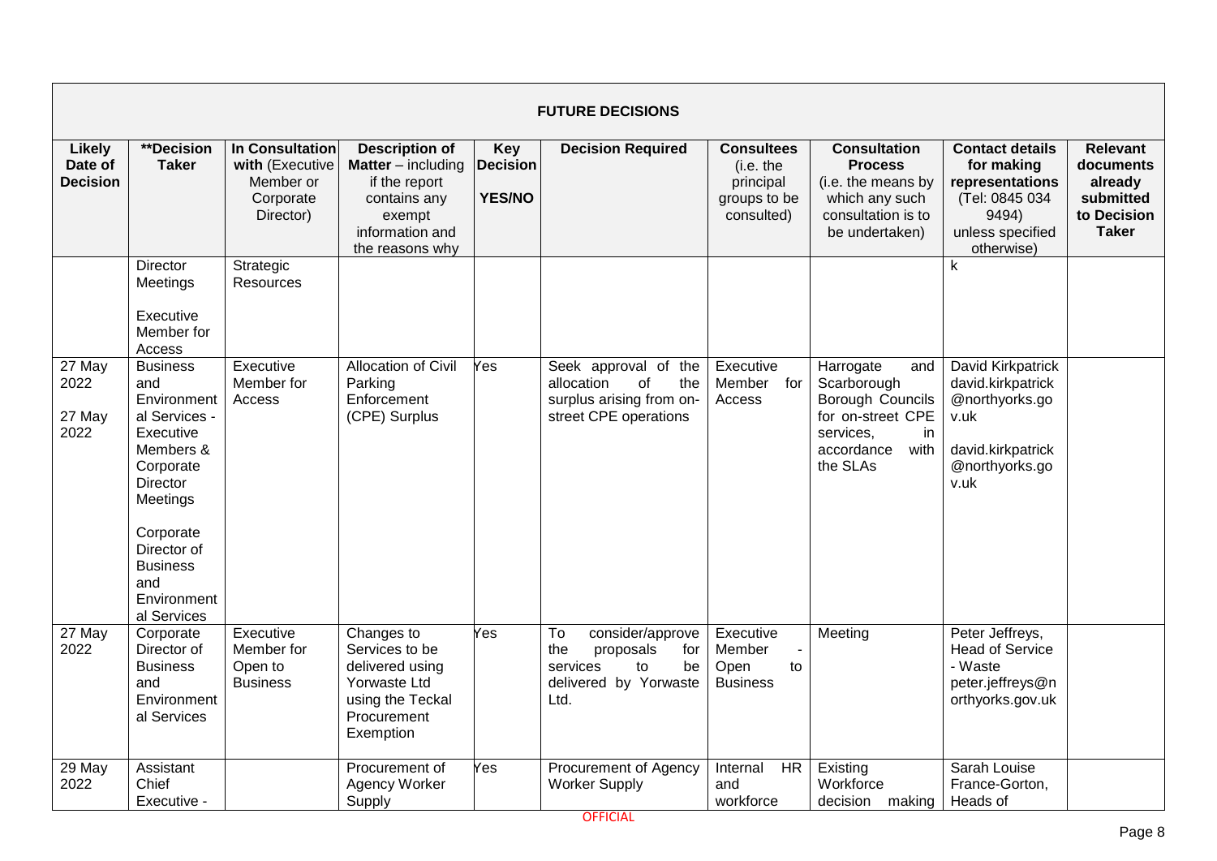| FUTURE DECISIONS | | | | | | | | | |
|---|---|---|---|---|---|---|---|---|---|
| **Likely Date of Decision** | **Decision Taker** | **In Consultation with** (Executive Member or Corporate Director) | **Description of Matter** – including if the report contains any exempt information and the reasons why | **Key Decision YES/NO** | **Decision Required** | **Consultees** (i.e. the principal groups to be consulted) | **Consultation Process** (i.e. the means by which any such consultation is to be undertaken) | **Contact details for making representations** (Tel: 0845 034 9494) unless specified otherwise) | **Relevant documents already submitted to Decision Taker** |
| | Director Meetings<br><br>Executive Member for Access | Strategic Resources | | | | | | k | |
| 27 May 2022<br><br>27 May 2022 | Business and Environmental Services - Executive Members & Corporate Director Meetings<br><br>Corporate Director of Business and Environmental Services | Executive Member for Access | Allocation of Civil Parking Enforcement (CPE) Surplus | Yes | Seek approval of the allocation of the surplus arising from on-street CPE operations | Executive Member for Access | Harrogate and Scarborough Borough Councils for on-street CPE services, in accordance with the SLAs | David Kirkpatrick david.kirkpatrick@northyorks.gov.uk<br><br>david.kirkpatrick@northyorks.gov.uk | |
| 27 May 2022 | Corporate Director of Business and Environmental Services | Executive Member for Open to Business | Changes to Services to be delivered using Yorwaste Ltd using the Teckal Procurement Exemption | Yes | To consider/approve the proposals for services to be delivered by Yorwaste Ltd. | Executive Member - Open to Business | Meeting | Peter Jeffreys, Head of Service - Waste peter.jeffreys@northyorks.gov.uk | |
| 29 May 2022 | Assistant Chief Executive - | | Procurement of Agency Worker Supply | Yes | Procurement of Agency Worker Supply | Internal HR and workforce | Existing Workforce decision making | Sarah Louise France-Gorton, Heads of | |

OFFICIAL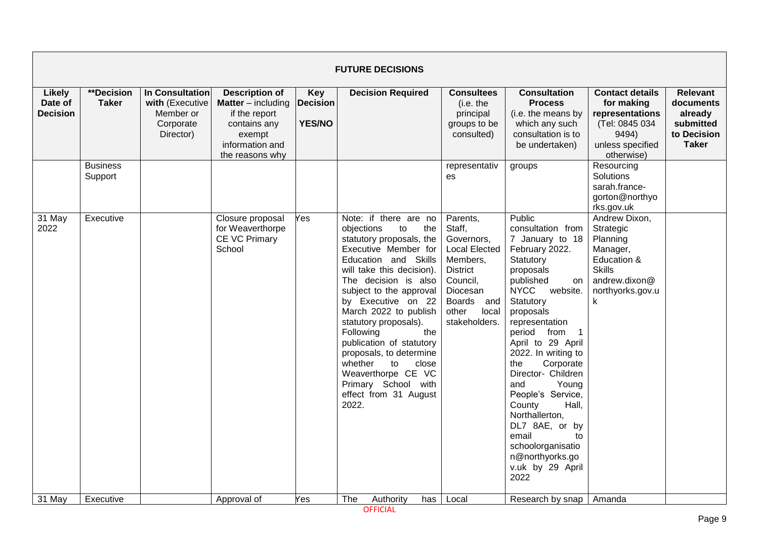| **FUTURE DECISIONS** | | | | | | | | | |
|---|---|---|---|---|---|---|---|---|---|
| **Likely Date of Decision** | **\*\*Decision Taker** | **In Consultation with** (Executive Member or Corporate Director) | **Description of Matter** – including if the report contains any exempt information and the reasons why | **Key Decision YES/NO** | **Decision Required** | **Consultees** (i.e. the principal groups to be consulted) | **Consultation Process** (i.e. the means by which any such consultation is to be undertaken) | **Contact details for making representations** (Tel: 0845 034 9494) unless specified otherwise) | **Relevant documents already submitted to Decision Taker** |
| | Business Support | | | | | representatives | groups | Resourcing Solutions sarah.france-gorton@northyorks.gov.uk | |
| 31 May 2022 | Executive | | Closure proposal for Weaverthorpe CE VC Primary School | Yes | Note: if there are no objections to the statutory proposals, the Executive Member for Education and Skills will take this decision). The decision is also subject to the approval by Executive on 22 March 2022 to publish statutory proposals). Following the publication of statutory proposals, to determine whether to close Weaverthorpe CE VC Primary School with effect from 31 August 2022. | Parents, Staff, Governors, Local Elected Members, District Council, Diocesan Boards and other local stakeholders. | Public consultation from 7 January to 18 February 2022. Statutory proposals published on NYCC website. Statutory proposals representation period from 1 April to 29 April 2022. In writing to the Corporate Director- Children and Young People's Service, County Hall, Northallerton, DL7 8AE, or by email to schoolorganisation@northyorks.gov.uk by 29 April 2022 | Andrew Dixon, Strategic Planning Manager, Education & Skills andrew.dixon@northyorks.gov.uk | |
| 31 May | Executive | | Approval of | Yes | The Authority has | Local | Research by snap | Amanda | |

OFFICIAL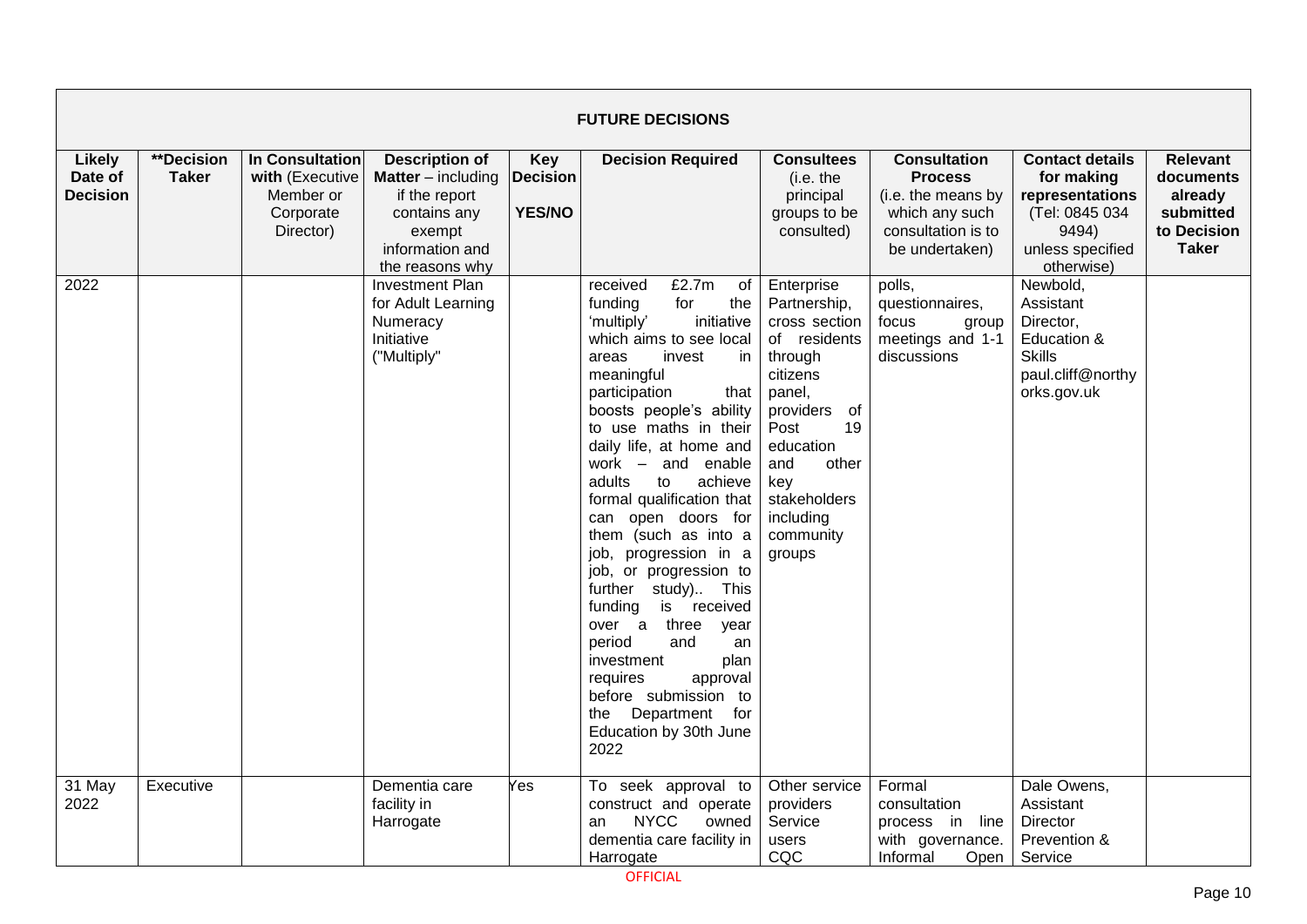| **FUTURE DECISIONS** | | | | | | | | | |
|---|---|---|---|---|---|---|---|---|---|
| **Likely Date of Decision** | **\*\*Decision Taker** | **In Consultation with** (Executive Member or Corporate Director) | **Description of Matter** – including if the report contains any exempt information and the reasons why | **Key Decision YES/NO** | **Decision Required** | **Consultees** (i.e. the principal groups to be consulted) | **Consultation Process** (i.e. the means by which any such consultation is to be undertaken) | **Contact details for making representations** (Tel: 0845 034 9494) unless specified otherwise) | **Relevant documents already submitted to Decision Taker** |
| 2022 | | | Investment Plan for Adult Learning Numeracy Initiative ("Multiply" | | received £2.7m of funding for the 'multiply' initiative which aims to see local areas invest in meaningful participation that boosts people's ability to use maths in their daily life, at home and work – and enable adults to achieve formal qualification that can open doors for them (such as into a job, progression in a job, or progression to further study).. This funding is received over a three year period and an investment plan requires approval before submission to the Department for Education by 30th June 2022 | Enterprise Partnership, cross section of residents through citizens panel, providers of Post 19 education and other key stakeholders including community groups | polls, questionnaires, focus group meetings and 1-1 discussions | Newbold, Assistant Director, Education & Skills paul.cliff@northyorks.gov.uk | |
| 31 May 2022 | Executive | | Dementia care facility in Harrogate | Yes | To seek approval to construct and operate an NYCC owned dementia care facility in Harrogate | Other service providers Service users CQC | Formal consultation process in line with governance. Informal Open | Dale Owens, Assistant Director Prevention & Service | |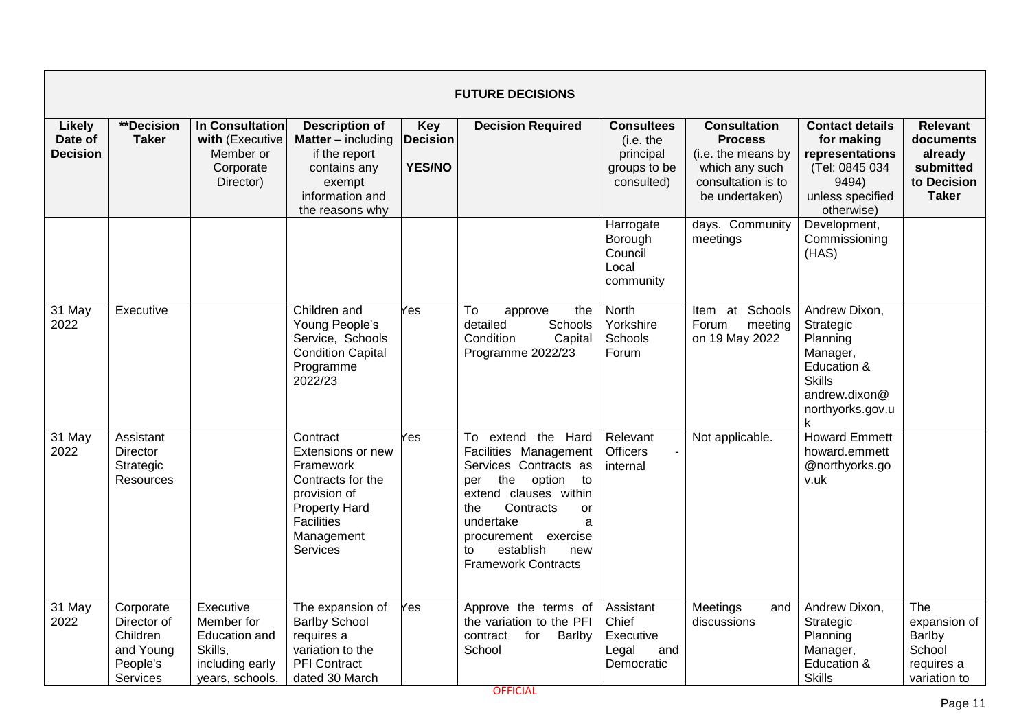| FUTURE DECISIONS | | | | | | | | | |
|---|---|---|---|---|---|---|---|---|---|
| **Likely Date of Decision** | **\*\*Decision Taker** | **In Consultation with** (Executive Member or Corporate Director) | **Description of Matter** – including if the report contains any exempt information and the reasons why | **Key Decision YES/NO** | **Decision Required** | **Consultees** (i.e. the principal groups to be consulted) | **Consultation Process** (i.e. the means by which any such consultation is to be undertaken) | **Contact details for making representations** (Tel: 0845 034 9494) unless specified otherwise) | **Relevant documents already submitted to Decision Taker** |
| | | | | | | Harrogate Borough Council Local community | days. Community meetings | Development, Commissioning (HAS) | |
| 31 May 2022 | Executive | | Children and Young People's Service, Schools Condition Capital Programme 2022/23 | Yes | To approve the detailed Schools Condition Capital Programme 2022/23 | North Yorkshire Schools Forum | Item at Schools Forum meeting on 19 May 2022 | Andrew Dixon, Strategic Planning Manager, Education & Skills andrew.dixon@northyorks.gov.uk | |
| 31 May 2022 | Assistant Director Strategic Resources | | Contract Extensions or new Framework Contracts for the provision of Property Hard Facilities Management Services | Yes | To extend the Hard Facilities Management Services Contracts as per the option to extend clauses within the Contracts or undertake a procurement exercise to establish new Framework Contracts | Relevant Officers - internal | Not applicable. | Howard Emmett howard.emmett@northyorks.gov.uk | |
| 31 May 2022 | Corporate Director of Children and Young People's Services | Executive Member for Education and Skills, including early years, schools, | The expansion of Barlby School requires a variation to the PFI Contract dated 30 March | Yes | Approve the terms of the variation to the PFI contract for Barlby School | Assistant Chief Executive Legal and Democratic | Meetings and discussions | Andrew Dixon, Strategic Planning Manager, Education & Skills | The expansion of Barlby School requires a variation to |

OFFICIAL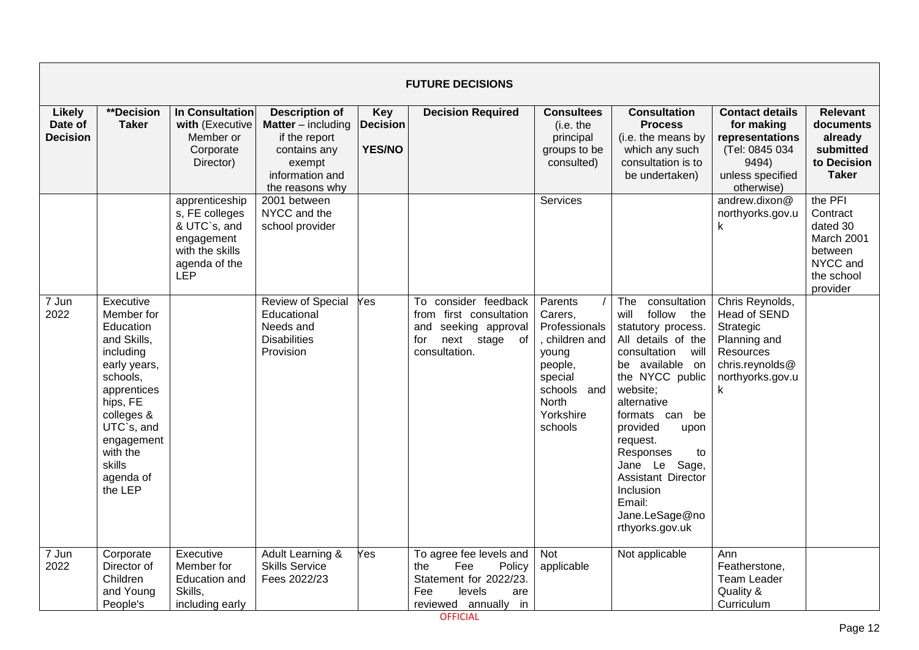| FUTURE DECISIONS | | | | | | | | | |
|---|---|---|---|---|---|---|---|---|---|
| **Likely Date of Decision** | **\*\*Decision Taker** | **In Consultation with** (Executive Member or Corporate Director) | **Description of Matter** – including if the report contains any exempt information and the reasons why | **Key Decision YES/NO** | **Decision Required** | **Consultees** (i.e. the principal groups to be consulted) | **Consultation Process** (i.e. the means by which any such consultation is to be undertaken) | **Contact details for making representations** (Tel: 0845 034 9494) unless specified otherwise) | **Relevant documents already submitted to Decision Taker** |
| | | apprenticeships, FE colleges & UTC`s, and engagement with the skills agenda of the LEP | 2001 between NYCC and the school provider | | | Services | | andrew.dixon@northyorks.gov.uk | the PFI Contract dated 30 March 2001 between NYCC and the school provider |
| 7 Jun 2022 | Executive Member for Education and Skills, including early years, schools, apprenticeships, FE colleges & UTC`s, and engagement with the skills agenda of the LEP | | Review of Special Educational Needs and Disabilities Provision | Yes | To consider feedback from first consultation and seeking approval for next stage of consultation. | Parents / Carers, Professionals, children and young people, special schools and North Yorkshire schools | The consultation will follow the statutory process. All details of the consultation will be available on the NYCC public website; alternative formats can be provided upon request. Responses to Jane Le Sage, Assistant Director Inclusion Email: Jane.LeSage@northyorks.gov.uk | Chris Reynolds, Head of SEND Strategic Planning and Resources chris.reynolds@northyorks.gov.uk | |
| 7 Jun 2022 | Corporate Director of Children and Young People's | Executive Member for Education and Skills, including early | Adult Learning & Skills Service Fees 2022/23 | Yes | To agree fee levels and the Fee Policy Statement for 2022/23. Fee levels are reviewed annually in | Not applicable | Not applicable | Ann Featherstone, Team Leader Quality & Curriculum | |

OFFICIAL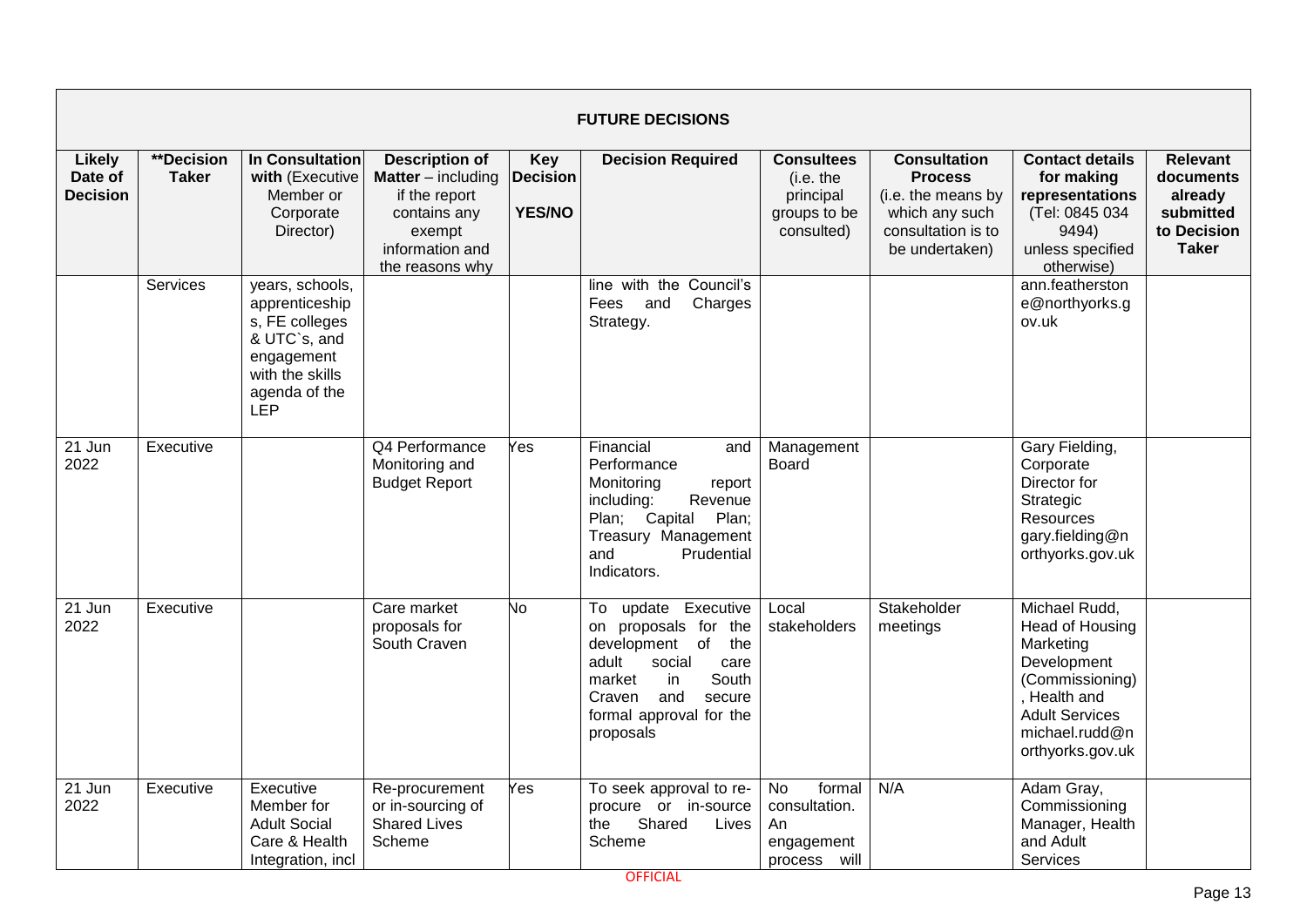**FUTURE DECISIONS**

| Likely Date of Decision | **Decision Taker | In Consultation with (Executive Member or Corporate Director) | Description of Matter – including if the report contains any exempt information and the reasons why | Key Decision YES/NO | Decision Required | Consultees (i.e. the principal groups to be consulted) | Consultation Process (i.e. the means by which any such consultation is to be undertaken) | Contact details for making representations (Tel: 0845 034 9494) unless specified otherwise) | Relevant documents already submitted to Decision Taker |
|---|---|---|---|---|---|---|---|---|---|
| | Services | years, schools, apprenticeships, FE colleges & UTC`s, and engagement with the skills agenda of the LEP | | | line with the Council's Fees and Charges Strategy. | | | ann.featherstone@northyorks.gov.uk | |
| 21 Jun 2022 | Executive | | Q4 Performance Monitoring and Budget Report | Yes | Financial and Performance Monitoring report including: Revenue Plan; Capital Plan; Treasury Management and Prudential Indicators. | Management Board | | Gary Fielding, Corporate Director for Strategic Resources gary.fielding@northyorks.gov.uk | |
| 21 Jun 2022 | Executive | | Care market proposals for South Craven | No | To update Executive on proposals for the development of the adult social care market in South Craven and secure formal approval for the proposals | Local stakeholders | Stakeholder meetings | Michael Rudd, Head of Housing Marketing Development (Commissioning), Health and Adult Services michael.rudd@northyorks.gov.uk | |
| 21 Jun 2022 | Executive | Executive Member for Adult Social Care & Health Integration, incl | Re-procurement or in-sourcing of Shared Lives Scheme | Yes | To seek approval to re-procure or in-source the Shared Lives Scheme | No formal consultation. An engagement process will | N/A | Adam Gray, Commissioning Manager, Health and Adult Services | |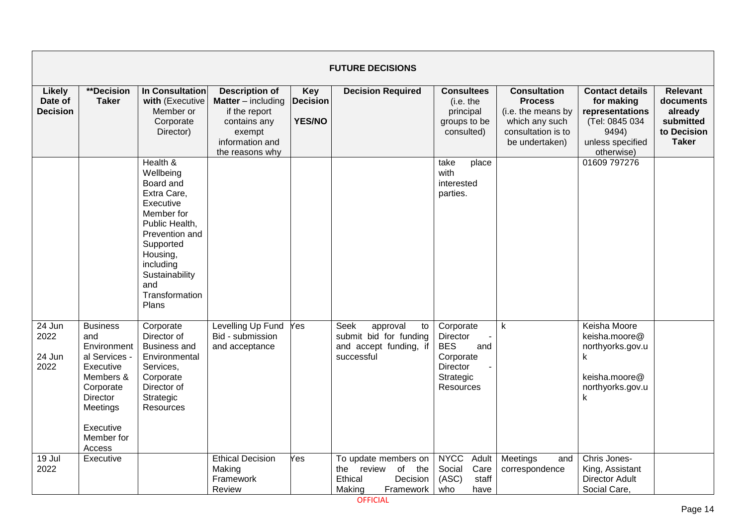| FUTURE DECISIONS | | | | | | | | | |
|---|---|---|---|---|---|---|---|---|---|
| **Likely Date of Decision** | **\*\*Decision Taker** | **In Consultation with** (Executive Member or Corporate Director) | **Description of Matter** – including if the report contains any exempt information and the reasons why | **Key Decision YES/NO** | **Decision Required** | **Consultees** (i.e. the principal groups to be consulted) | **Consultation Process** (i.e. the means by which any such consultation is to be undertaken) | **Contact details for making representations** (Tel: 0845 034 9494) unless specified otherwise) | **Relevant documents already submitted to Decision Taker** |
| | | Health & Wellbeing Board and Extra Care, Executive Member for Public Health, Prevention and Supported Housing, including Sustainability and Transformation Plans | | | | take place with interested parties. | | 01609 797276 | |
| 24 Jun 2022<br><br>24 Jun 2022 | Business and Environmental Services - Executive Members & Corporate Director Meetings<br><br>Executive Member for Access | Corporate Director of Business and Environmental Services, Corporate Director of Strategic Resources | Levelling Up Fund Bid - submission and acceptance | Yes | Seek approval to submit bid for funding and accept funding, if successful | Corporate Director - BES and Corporate Director - Strategic Resources | k | Keisha Moore keisha.moore@northyorks.gov.uk<br><br>keisha.moore@northyorks.gov.uk | |
| 19 Jul 2022 | Executive | | Ethical Decision Making Framework Review | Yes | To update members on the review of the Ethical Decision Making Framework | NYCC Adult Social Care (ASC) staff who have | Meetings and correspondence | Chris Jones-King, Assistant Director Adult Social Care, | |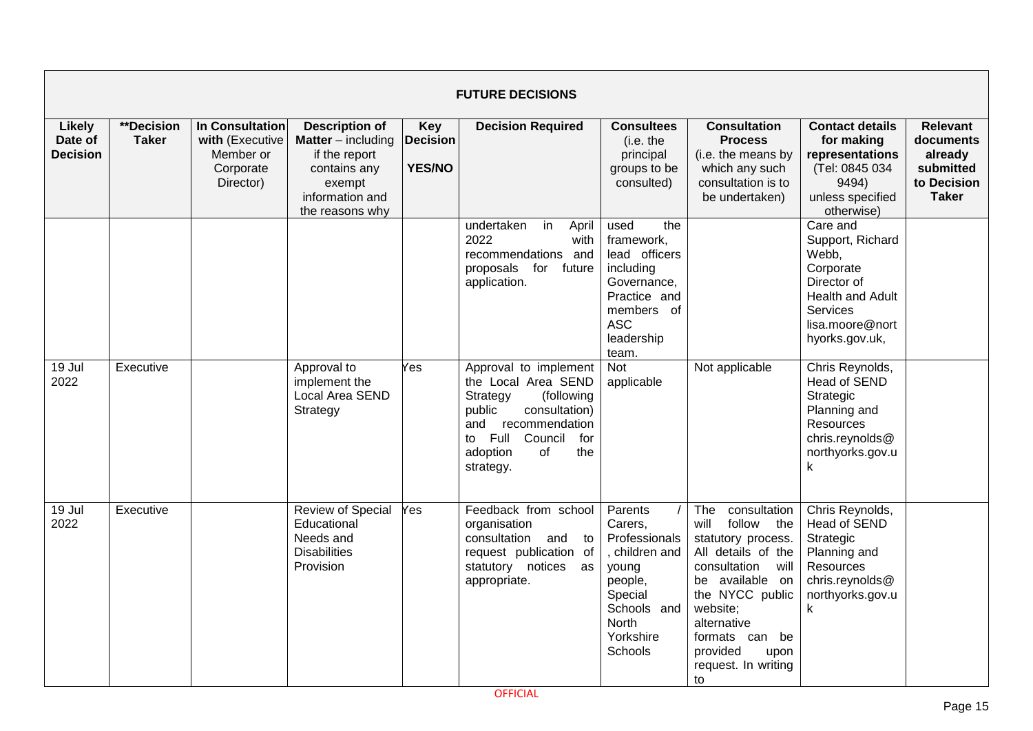| **FUTURE DECISIONS** | | | | | | | | | |
|---|---|---|---|---|---|---|---|---|---|
| **Likely Date of Decision** | **\*\*Decision Taker** | **In Consultation with** (Executive Member or Corporate Director) | **Description of Matter** – including if the report contains any exempt information and the reasons why | **Key Decision YES/NO** | **Decision Required** | **Consultees** (i.e. the principal groups to be consulted) | **Consultation Process** (i.e. the means by which any such consultation is to be undertaken) | **Contact details for making representations** (Tel: 0845 034 9494) unless specified otherwise) | **Relevant documents already submitted to Decision Taker** |
| | | | | | undertaken in April 2022 with recommendations and proposals for future application. | used the framework, lead officers including Governance, Practice and members of ASC leadership team. | | Care and Support, Richard Webb, Corporate Director of Health and Adult Services lisa.moore@northyorks.gov.uk, | |
| 19 Jul 2022 | Executive | | Approval to implement the Local Area SEND Strategy | Yes | Approval to implement the Local Area SEND Strategy (following public consultation) and recommendation to Full Council for adoption of the strategy. | Not applicable | Not applicable | Chris Reynolds, Head of SEND Strategic Planning and Resources chris.reynolds@northyorks.gov.uk | |
| 19 Jul 2022 | Executive | | Review of Special Educational Needs and Disabilities Provision | Yes | Feedback from school organisation consultation and to request publication of statutory notices as appropriate. | Parents / Carers, Professionals, children and young people, Special Schools and North Yorkshire Schools | The consultation will follow the statutory process. All details of the consultation will be available on the NYCC public website; alternative formats can be provided upon request. In writing to | Chris Reynolds, Head of SEND Strategic Planning and Resources chris.reynolds@northyorks.gov.uk | |

OFFICIAL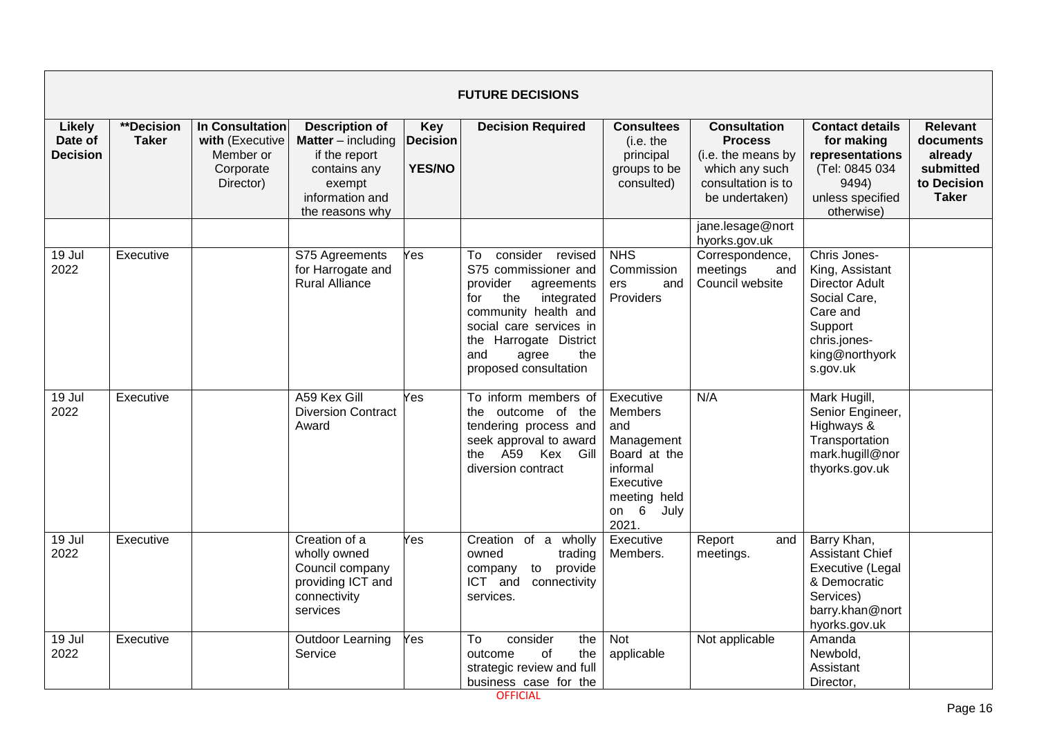| FUTURE DECISIONS | | | | | | | | | |
|---|---|---|---|---|---|---|---|---|---|
| **Likely Date of Decision** | **\*\*Decision Taker** | **In Consultation with** (Executive Member or Corporate Director) | **Description of Matter** – including if the report contains any exempt information and the reasons why | **Key Decision YES/NO** | **Decision Required** | **Consultees** (i.e. the principal groups to be consulted) | **Consultation Process** (i.e. the means by which any such consultation is to be undertaken) | **Contact details for making representations** (Tel: 0845 034 9494) unless specified otherwise) | **Relevant documents already submitted to Decision Taker** |
| | | | | | | | jane.lesage@northyorks.gov.uk | | |
| 19 Jul 2022 | Executive | | S75 Agreements for Harrogate and Rural Alliance | Yes | To consider revised S75 commissioner and provider agreements for the integrated community health and social care services in the Harrogate District and agree the proposed consultation | NHS Commissioners and Providers | Correspondence, meetings and Council website | Chris Jones-King, Assistant Director Adult Social Care, Care and Support chris.jones-king@northyorks.gov.uk | |
| 19 Jul 2022 | Executive | | A59 Kex Gill Diversion Contract Award | Yes | To inform members of the outcome of the tendering process and seek approval to award the A59 Kex Gill diversion contract | Executive Members and Management Board at the informal Executive meeting held on 6 July 2021. | N/A | Mark Hugill, Senior Engineer, Highways & Transportation mark.hugill@northyorks.gov.uk | |
| 19 Jul 2022 | Executive | | Creation of a wholly owned Council company providing ICT and connectivity services | Yes | Creation of a wholly owned trading company to provide ICT and connectivity services. | Executive Members. | Report and meetings. | Barry Khan, Assistant Chief Executive (Legal & Democratic Services) barry.khan@northyorks.gov.uk | |
| 19 Jul 2022 | Executive | | Outdoor Learning Service | Yes | To consider the outcome of the strategic review and full business case for the | Not applicable | Not applicable | Amanda Newbold, Assistant Director, | |

OFFICIAL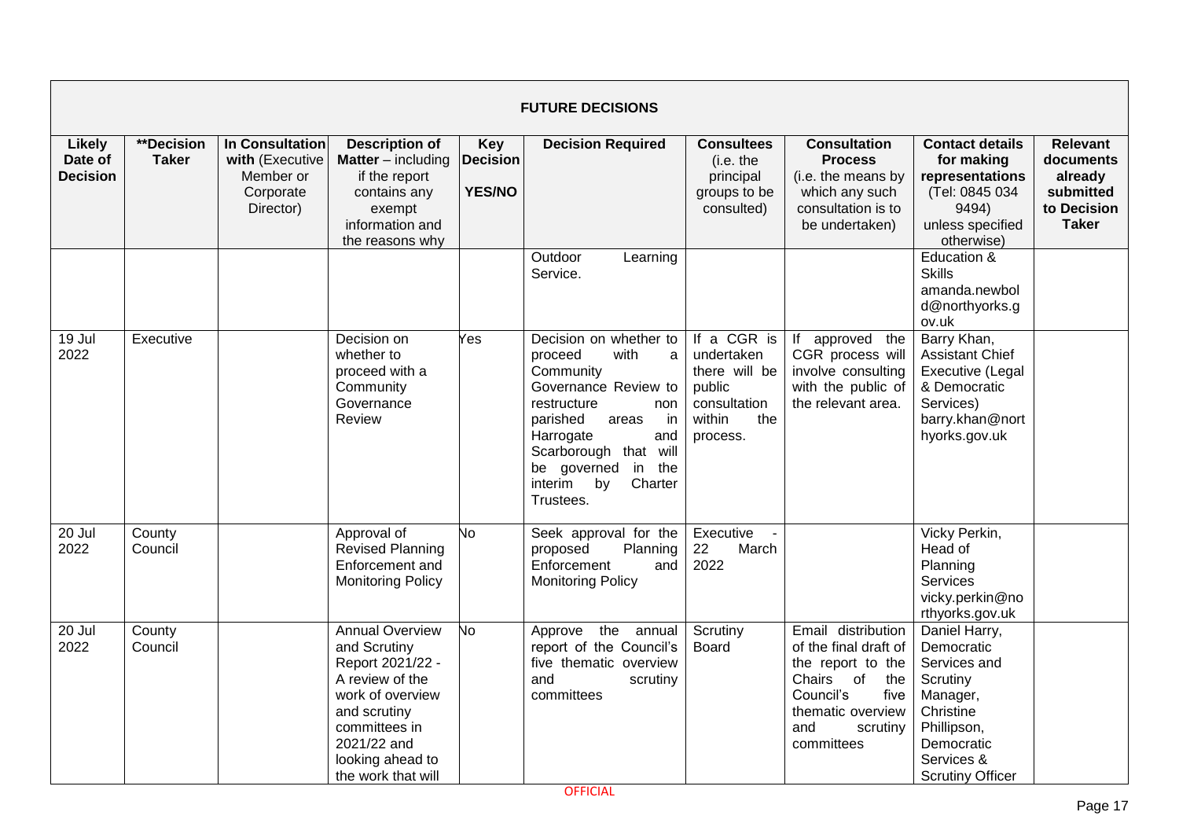| FUTURE DECISIONS | | | | | | | | | |
|---|---|---|---|---|---|---|---|---|---|
| **Likely Date of Decision** | **Decision Taker | **In Consultation with** (Executive Member or Corporate Director) | **Description of Matter** – including if the report contains any exempt information and the reasons why | **Key Decision YES/NO** | **Decision Required** | **Consultees** (i.e. the principal groups to be consulted) | **Consultation Process** (i.e. the means by which any such consultation is to be undertaken) | **Contact details for making representations** (Tel: 0845 034 9494) unless specified otherwise) | **Relevant documents already submitted to Decision Taker** |
| | | | | | Outdoor Learning Service. | | | Education & Skills amanda.newbold@northyorks.gov.uk | |
| 19 Jul 2022 | Executive | | Decision on whether to proceed with a Community Governance Review | Yes | Decision on whether to proceed with a Community Governance Review to restructure non parished areas in Harrogate and Scarborough that will be governed in the interim by Charter Trustees. | If a CGR is undertaken there will be public consultation within the process. | If approved the CGR process will involve consulting with the public of the relevant area. | Barry Khan, Assistant Chief Executive (Legal & Democratic Services) barry.khan@northyorks.gov.uk | |
| 20 Jul 2022 | County Council | | Approval of Revised Planning Enforcement and Monitoring Policy | No | Seek approval for the proposed Planning Enforcement and Monitoring Policy | Executive - 22 March 2022 | | Vicky Perkin, Head of Planning Services vicky.perkin@northyorks.gov.uk | |
| 20 Jul 2022 | County Council | | Annual Overview and Scrutiny Report 2021/22 - A review of the work of overview and scrutiny committees in 2021/22 and looking ahead to the work that will | No | Approve the annual report of the Council's five thematic overview and scrutiny committees | Scrutiny Board | Email distribution of the final draft of the report to the Chairs of the Council's five thematic overview and scrutiny committees | Daniel Harry, Democratic Services and Scrutiny Manager, Christine Phillipson, Democratic Services & Scrutiny Officer | |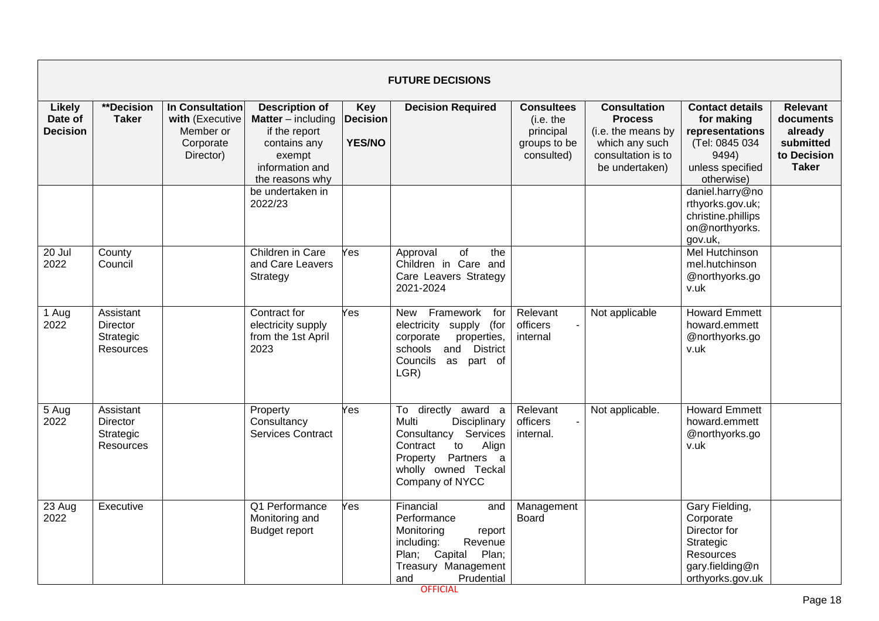**FUTURE DECISIONS**

| Likely Date of Decision | **Decision Taker | In Consultation with (Executive Member or Corporate Director) | Description of Matter – including if the report contains any exempt information and the reasons why | Key Decision YES/NO | Decision Required | Consultees (i.e. the principal groups to be consulted) | Consultation Process (i.e. the means by which any such consultation is to be undertaken) | Contact details for making representations (Tel: 0845 034 9494) unless specified otherwise) | Relevant documents already submitted to Decision Taker |
|---|---|---|---|---|---|---|---|---|---|
| | | | be undertaken in 2022/23 | | | | | daniel.harry@northyorks.gov.uk; christine.phillipson@northyorks.gov.uk, | |
| 20 Jul 2022 | County Council | | Children in Care and Care Leavers Strategy | Yes | Approval of the Children in Care and Care Leavers Strategy 2021-2024 | | | Mel Hutchinson mel.hutchinson@northyorks.gov.uk | |
| 1 Aug 2022 | Assistant Director Strategic Resources | | Contract for electricity supply from the 1st April 2023 | Yes | New Framework for electricity supply (for corporate properties, schools and District Councils as part of LGR) | Relevant officers - internal | Not applicable | Howard Emmett howard.emmett@northyorks.gov.uk | |
| 5 Aug 2022 | Assistant Director Strategic Resources | | Property Consultancy Services Contract | Yes | To directly award a Multi Disciplinary Consultancy Services Contract to Align Property Partners a wholly owned Teckal Company of NYCC | Relevant officers - internal. | Not applicable. | Howard Emmett howard.emmett@northyorks.gov.uk | |
| 23 Aug 2022 | Executive | | Q1 Performance Monitoring and Budget report | Yes | Financial and Performance Monitoring report including: Revenue Plan; Capital Plan; Treasury Management and Prudential | Management Board | | Gary Fielding, Corporate Director for Strategic Resources gary.fielding@northyorks.gov.uk | |

OFFICIAL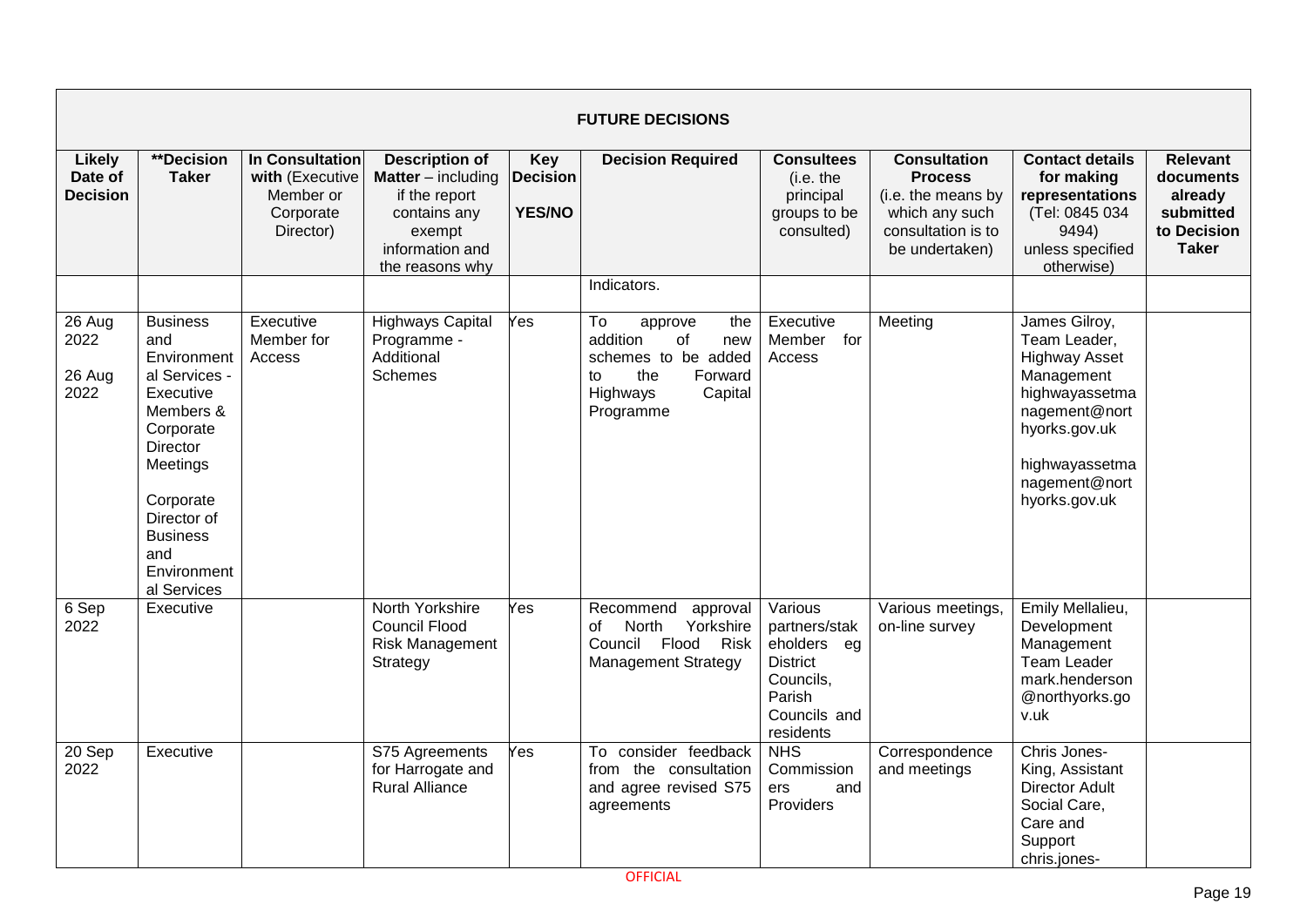**FUTURE DECISIONS**

| Likely Date of Decision | **Decision Taker | In Consultation with (Executive Member or Corporate Director) | Description of Matter – including if the report contains any exempt information and the reasons why | Key Decision YES/NO | Decision Required | Consultees (i.e. the principal groups to be consulted) | Consultation Process (i.e. the means by which any such consultation is to be undertaken) | Contact details for making representations (Tel: 0845 034 9494) unless specified otherwise) | Relevant documents already submitted to Decision Taker |
|---|---|---|---|---|---|---|---|---|---|
| | | | | | Indicators. | | | | |
| 26 Aug 2022<br><br>26 Aug 2022 | Business and Environmental Services - Executive Members & Corporate Director Meetings<br><br>Corporate Director of Business and Environmental Services | Executive Member for Access | Highways Capital Programme - Additional Schemes | Yes | To approve the addition of new schemes to be added to the Forward Highways Capital Programme | Executive Member for Access | Meeting | James Gilroy, Team Leader, Highway Asset Management highwayassetmanagement@northyorks.gov.uk<br><br>highwayassetmanagement@northyorks.gov.uk | |
| 6 Sep 2022 | Executive | | North Yorkshire Council Flood Risk Management Strategy | Yes | Recommend approval of North Yorkshire Council Flood Risk Management Strategy | Various partners/stakeholders eg District Councils, Parish Councils and residents | Various meetings, on-line survey | Emily Mellalieu, Development Management Team Leader mark.henderson@northyorks.gov.uk | |
| 20 Sep 2022 | Executive | | S75 Agreements for Harrogate and Rural Alliance | Yes | To consider feedback from the consultation and agree revised S75 agreements | NHS Commissioners and Providers | Correspondence and meetings | Chris Jones-King, Assistant Director Adult Social Care, Care and Support chris.jones- | |

OFFICIAL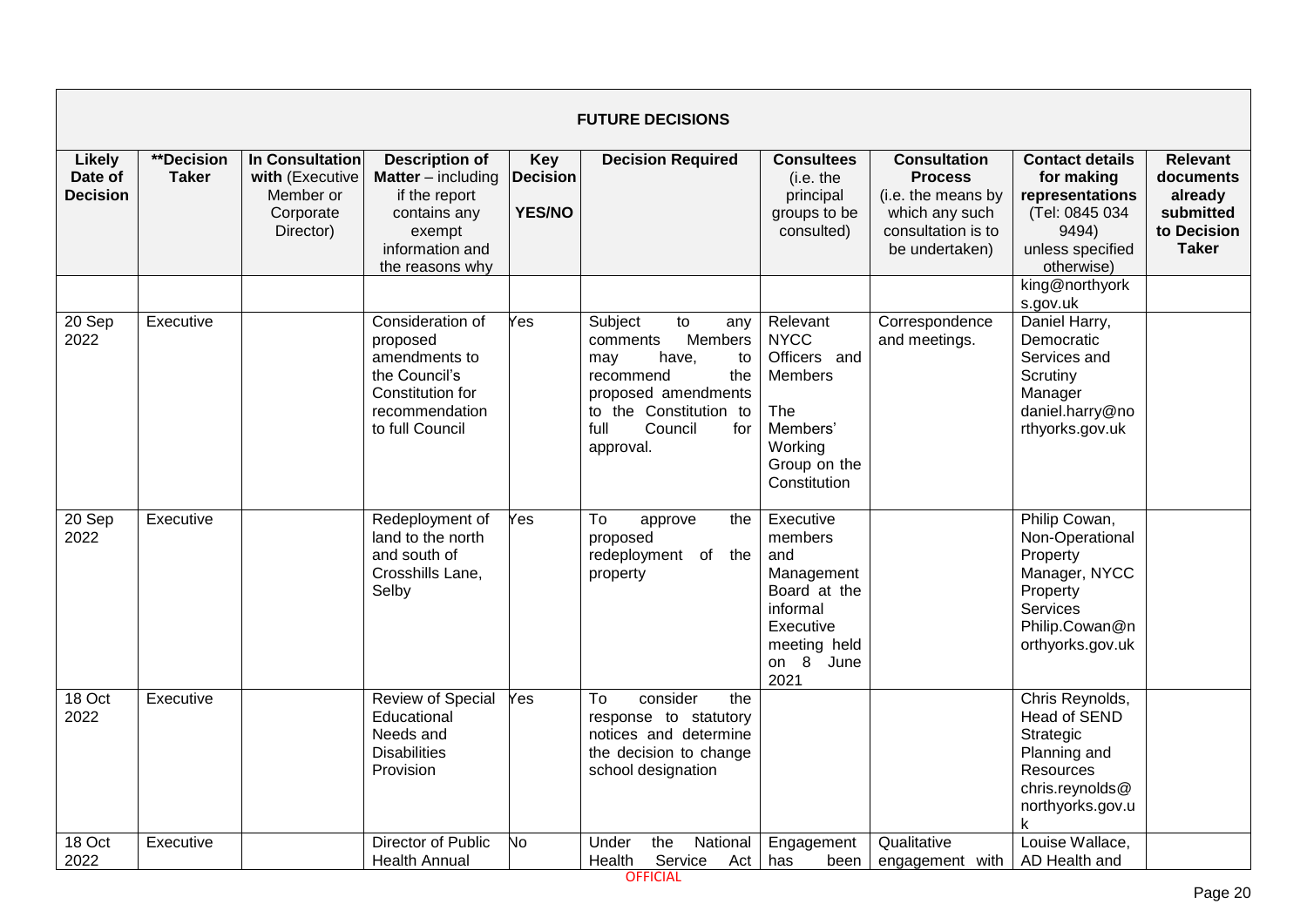| FUTURE DECISIONS | | | | | | | | | |
|---|---|---|---|---|---|---|---|---|---|
| **Likely Date of Decision** | **\*\*Decision Taker** | **In Consultation with** (Executive Member or Corporate Director) | **Description of Matter** – including if the report contains any exempt information and the reasons why | **Key Decision YES/NO** | **Decision Required** | **Consultees** (i.e. the principal groups to be consulted) | **Consultation Process** (i.e. the means by which any such consultation is to be undertaken) | **Contact details for making representations** (Tel: 0845 034 9494) unless specified otherwise) | **Relevant documents already submitted to Decision Taker** |
| | | | | | | | | king@northyorks.gov.uk | |
| 20 Sep 2022 | Executive | | Consideration of proposed amendments to the Council's Constitution for recommendation to full Council | Yes | Subject to any comments Members may have, to recommend the proposed amendments to the Constitution to full Council for approval. | Relevant NYCC Officers and Members<br><br>The Members' Working Group on the Constitution | Correspondence and meetings. | Daniel Harry, Democratic Services and Scrutiny Manager daniel.harry@northyorks.gov.uk | |
| 20 Sep 2022 | Executive | | Redeployment of land to the north and south of Crosshills Lane, Selby | Yes | To approve the proposed redeployment of the property | Executive members and Management Board at the informal Executive meeting held on 8 June 2021 | | Philip Cowan, Non-Operational Property Manager, NYCC Property Services Philip.Cowan@northyorks.gov.uk | |
| 18 Oct 2022 | Executive | | Review of Special Educational Needs and Disabilities Provision | Yes | To consider the response to statutory notices and determine the decision to change school designation | | | Chris Reynolds, Head of SEND Strategic Planning and Resources chris.reynolds@northyorks.gov.uk | |
| 18 Oct 2022 | Executive | | Director of Public Health Annual | No | Under the National Health Service Act | Engagement has been | Qualitative engagement with | Louise Wallace, AD Health and | |

OFFICIAL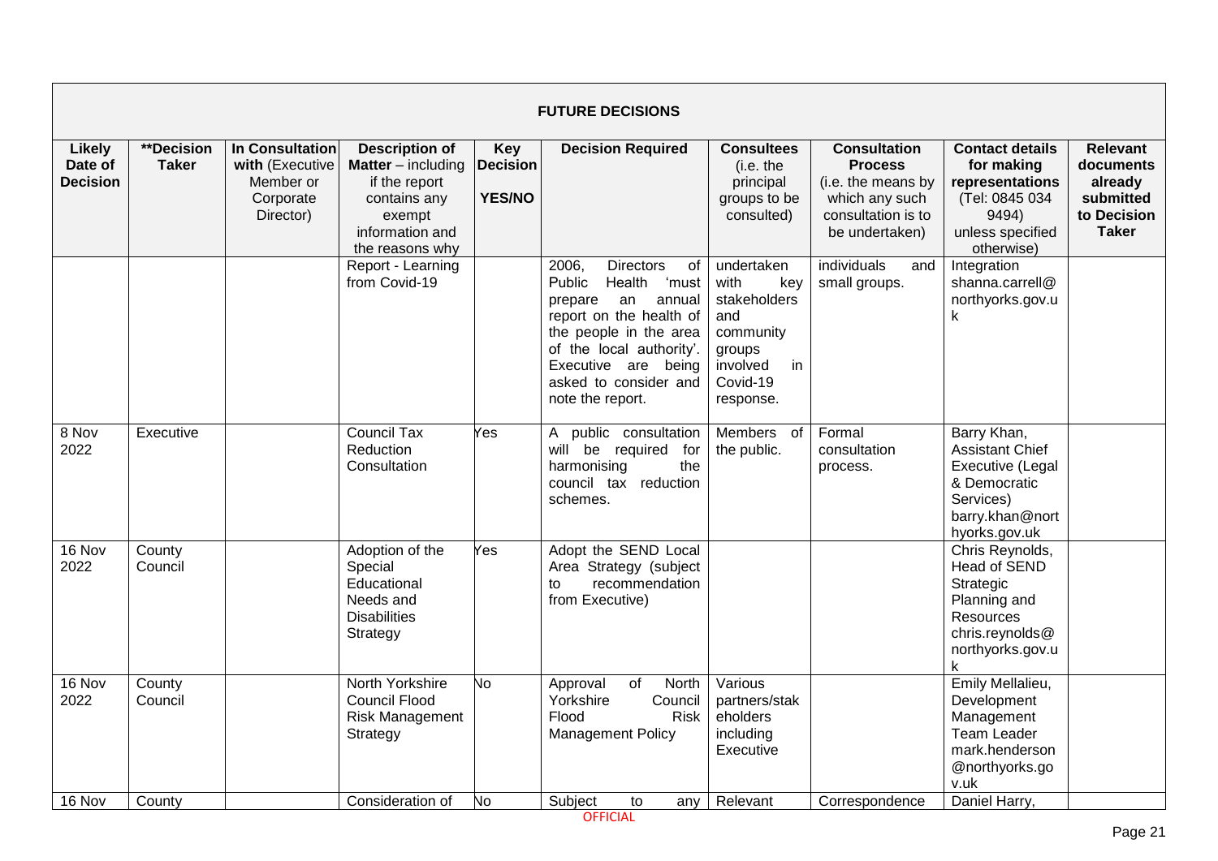| FUTURE DECISIONS | | | | | | | | | |
|---|---|---|---|---|---|---|---|---|---|
| **Likely Date of Decision** | **Decision Taker** | **In Consultation with (Executive Member or Corporate Director)** | **Description of Matter – including if the report contains any exempt information and the reasons why** | **Key Decision YES/NO** | **Decision Required** | **Consultees (i.e. the principal groups to be consulted)** | **Consultation Process (i.e. the means by which any such consultation is to be undertaken)** | **Contact details for making representations (Tel: 0845 034 9494) unless specified otherwise)** | **Relevant documents already submitted to Decision Taker** |
| | | | Report - Learning from Covid-19 | | 2006, Directors of Public Health 'must prepare an annual report on the health of the people in the area of the local authority'. Executive are being asked to consider and note the report. | undertaken with key stakeholders and community groups involved in Covid-19 response. | individuals and small groups. | Integration shanna.carrell@northyorks.gov.uk | |
| 8 Nov 2022 | Executive | | Council Tax Reduction Consultation | Yes | A public consultation will be required for harmonising the council tax reduction schemes. | Members of the public. | Formal consultation process. | Barry Khan, Assistant Chief Executive (Legal & Democratic Services) barry.khan@northyorks.gov.uk | |
| 16 Nov 2022 | County Council | | Adoption of the Special Educational Needs and Disabilities Strategy | Yes | Adopt the SEND Local Area Strategy (subject to recommendation from Executive) | | | Chris Reynolds, Head of SEND Strategic Planning and Resources chris.reynolds@northyorks.gov.uk | |
| 16 Nov 2022 | County Council | | North Yorkshire Council Flood Risk Management Strategy | No | Approval of North Yorkshire Council Flood Risk Management Policy | Various partners/stakeholders including Executive | | Emily Mellalieu, Development Management Team Leader mark.henderson@northyorks.gov.uk | |
| 16 Nov | County | | Consideration of | No | Subject to any | Relevant | Correspondence | Daniel Harry, | |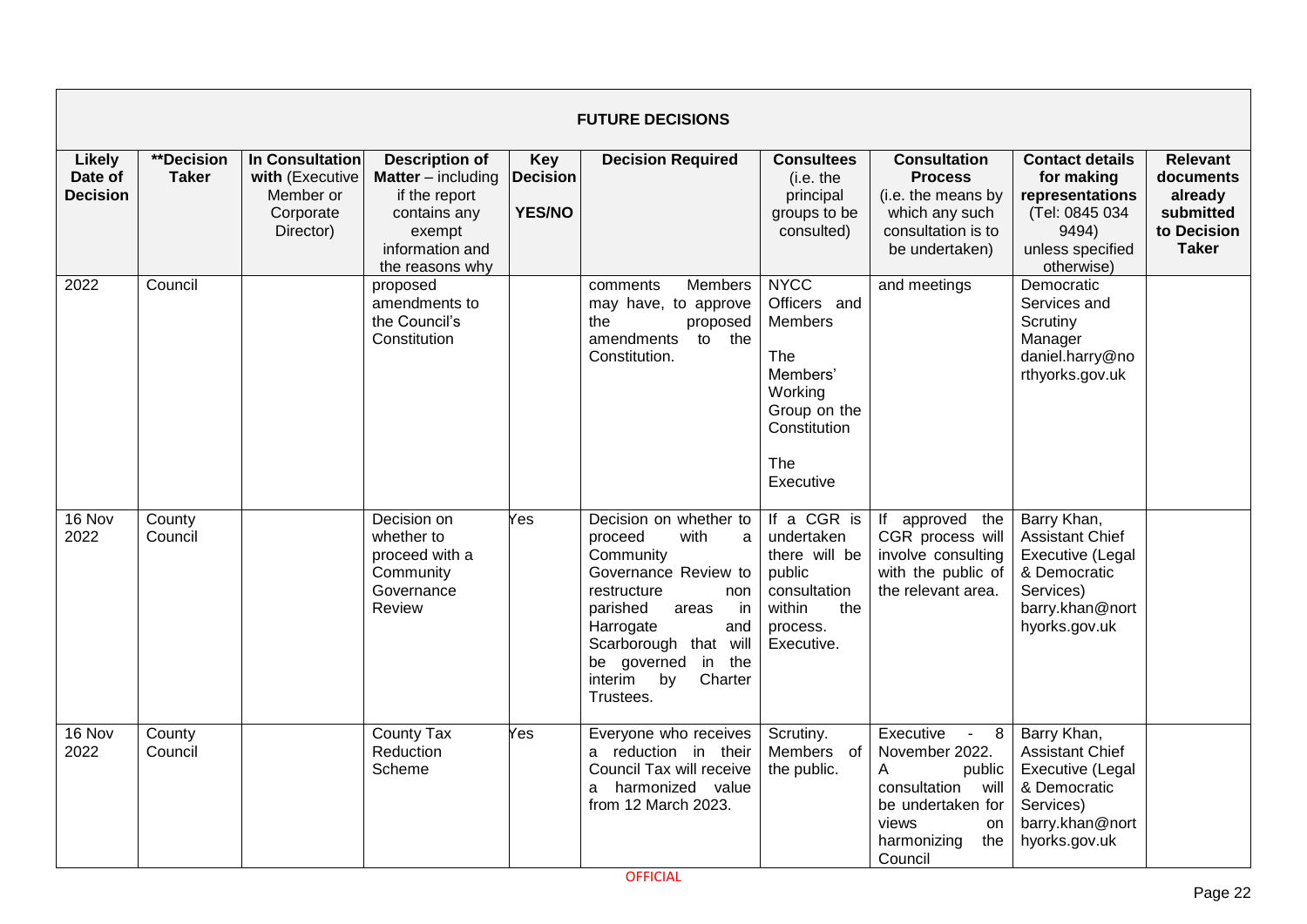| FUTURE DECISIONS | | | | | | | | | |
|---|---|---|---|---|---|---|---|---|---|
| **Likely Date of Decision** | **\*\*Decision Taker** | **In Consultation with** (Executive Member or Corporate Director) | **Description of Matter** – including if the report contains any exempt information and the reasons why | **Key Decision YES/NO** | **Decision Required** | **Consultees** (i.e. the principal groups to be consulted) | **Consultation Process** (i.e. the means by which any such consultation is to be undertaken) | **Contact details for making representations** (Tel: 0845 034 9494) unless specified otherwise) | **Relevant documents already submitted to Decision Taker** |
| 2022 | Council | | proposed amendments to the Council's Constitution | | comments Members may have, to approve the proposed amendments to the Constitution. | NYCC Officers and Members<br><br>The Members' Working Group on the Constitution<br><br>The Executive | and meetings | Democratic Services and Scrutiny Manager daniel.harry@northyorks.gov.uk | |
| 16 Nov 2022 | County Council | | Decision on whether to proceed with a Community Governance Review | Yes | Decision on whether to proceed with a Community Governance Review to restructure non parished areas in Harrogate and Scarborough that will be governed in the interim by Charter Trustees. | If a CGR is undertaken there will be public consultation within the process. Executive. | If approved the CGR process will involve consulting with the public of the relevant area. | Barry Khan, Assistant Chief Executive (Legal & Democratic Services) barry.khan@northyorks.gov.uk | |
| 16 Nov 2022 | County Council | | County Tax Reduction Scheme | Yes | Everyone who receives a reduction in their Council Tax will receive a harmonized value from 12 March 2023. | Scrutiny. Members of the public. | Executive - 8 November 2022. A public consultation will be undertaken for views on harmonizing the Council | Barry Khan, Assistant Chief Executive (Legal & Democratic Services) barry.khan@northyorks.gov.uk | |

OFFICIAL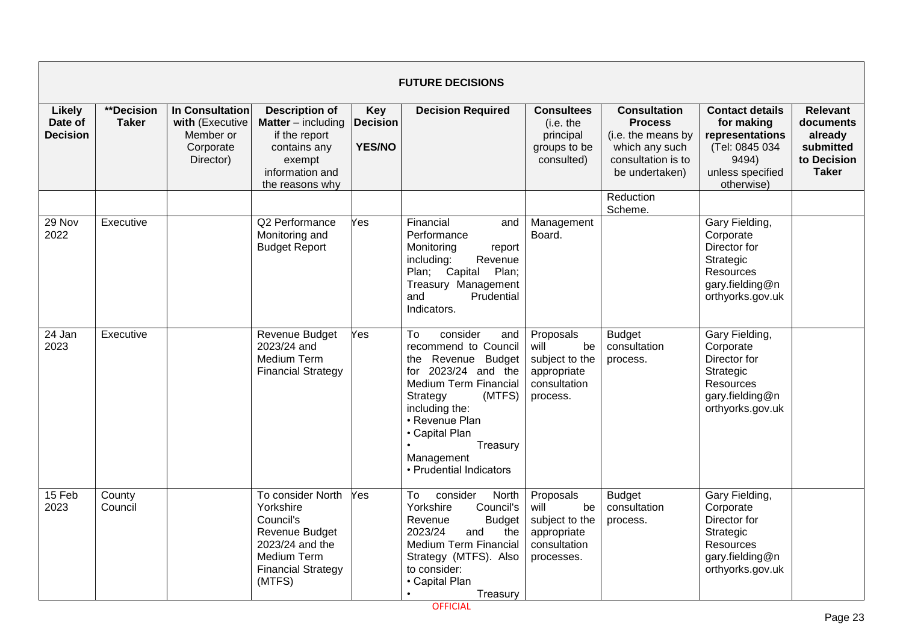| FUTURE DECISIONS | | | | | | | | | |
|---|---|---|---|---|---|---|---|---|---|
| **Likely Date of Decision** | **\*\*Decision Taker** | **In Consultation with** (Executive Member or Corporate Director) | **Description of Matter** – including if the report contains any exempt information and the reasons why | **Key Decision YES/NO** | **Decision Required** | **Consultees** (i.e. the principal groups to be consulted) | **Consultation Process** (i.e. the means by which any such consultation is to be undertaken) | **Contact details for making representations** (Tel: 0845 034 9494) unless specified otherwise) | **Relevant documents already submitted to Decision Taker** |
| | | | | | | | Reduction Scheme. | | |
| 29 Nov 2022 | Executive | | Q2 Performance Monitoring and Budget Report | Yes | Financial and Performance Monitoring report including: Revenue Plan; Capital Plan; Treasury Management and Prudential Indicators. | Management Board. | | Gary Fielding, Corporate Director for Strategic Resources gary.fielding@northyorks.gov.uk | |
| 24 Jan 2023 | Executive | | Revenue Budget 2023/24 and Medium Term Financial Strategy | Yes | To consider and recommend to Council the Revenue Budget for 2023/24 and the Medium Term Financial Strategy (MTFS) including the: • Revenue Plan • Capital Plan • Treasury Management • Prudential Indicators | Proposals will be subject to the appropriate consultation process. | Budget consultation process. | Gary Fielding, Corporate Director for Strategic Resources gary.fielding@northyorks.gov.uk | |
| 15 Feb 2023 | County Council | | To consider North Yorkshire Council's Revenue Budget 2023/24 and the Medium Term Financial Strategy (MTFS) | Yes | To consider North Yorkshire Council's Revenue Budget 2023/24 and the Medium Term Financial Strategy (MTFS). Also to consider: • Capital Plan • Treasury | Proposals will be subject to the appropriate consultation processes. | Budget consultation process. | Gary Fielding, Corporate Director for Strategic Resources gary.fielding@northyorks.gov.uk | |

OFFICIAL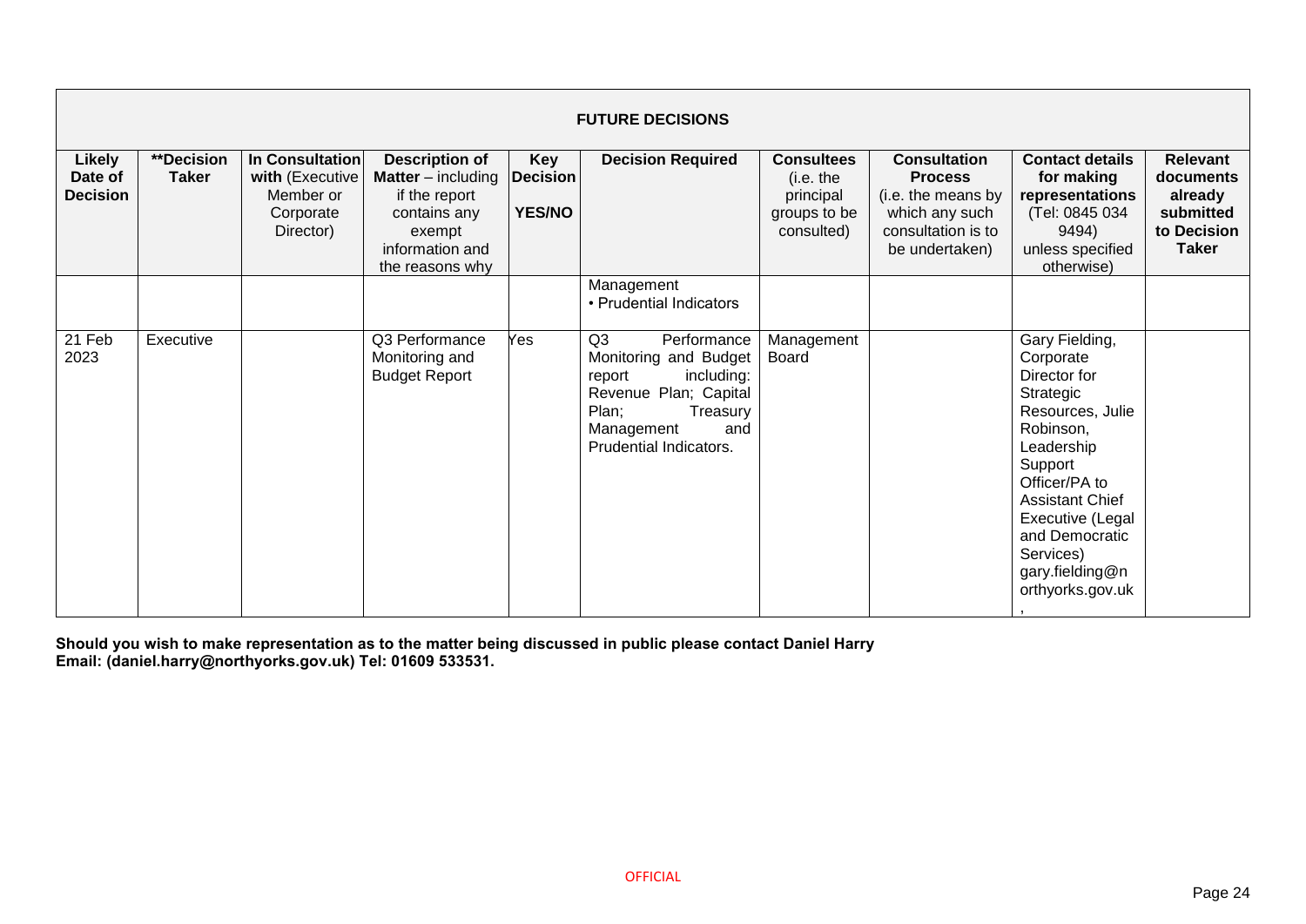| **FUTURE DECISIONS** | | | | | | | | | |
|---|---|---|---|---|---|---|---|---|---|
| **Likely Date of Decision** | **\*\*Decision Taker** | **In Consultation with** (Executive Member or Corporate Director) | **Description of Matter** – including if the report contains any exempt information and the reasons why | **Key Decision YES/NO** | **Decision Required** | **Consultees** (i.e. the principal groups to be consulted) | **Consultation Process** (i.e. the means by which any such consultation is to be undertaken) | **Contact details for making representations** (Tel: 0845 034 9494) unless specified otherwise) | **Relevant documents already submitted to Decision Taker** |
| | | | | | Management • Prudential Indicators | | | | |
| 21 Feb 2023 | Executive | | Q3 Performance Monitoring and Budget Report | Yes | Q3 Performance Monitoring and Budget report including: Revenue Plan; Capital Plan; Treasury Management and Prudential Indicators. | Management Board | | Gary Fielding, Corporate Director for Strategic Resources, Julie Robinson, Leadership Support Officer/PA to Assistant Chief Executive (Legal and Democratic Services) gary.fielding@northyorks.gov.uk , | |

**Should you wish to make representation as to the matter being discussed in public please contact Daniel Harry Email: (daniel.harry@northyorks.gov.uk) Tel: 01609 533531.**

OFFICIAL